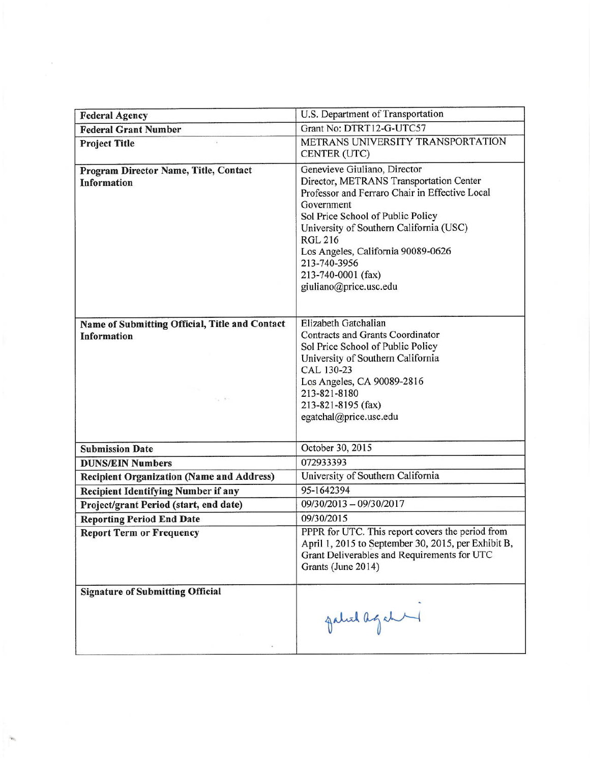| Federal Agency | U.S. Department of Transportation |
|---|---|
| Federal Grant Number | Grant No: DTRT12-G-UTC57 |
| Project Title | METRANS UNIVERSITY TRANSPORTATION CENTER (UTC) |
| Program Director Name, Title, Contact Information | Genevieve Giuliano, Director<br>Director, METRANS Transportation Center<br>Professor and Ferraro Chair in Effective Local Government<br>Sol Price School of Public Policy<br>University of Southern California (USC)<br>RGL 216<br>Los Angeles, California 90089-0626<br>213-740-3956<br>213-740-0001 (fax)<br>giuliano@price.usc.edu |
| Name of Submitting Official, Title and Contact Information | Elizabeth Gatchalian<br>Contracts and Grants Coordinator<br>Sol Price School of Public Policy<br>University of Southern California<br>CAL 130-23<br>Los Angeles, CA 90089-2816<br>213-821-8180<br>213-821-8195 (fax)<br>egatchal@price.usc.edu |
| Submission Date | October 30, 2015 |
| DUNS/EIN Numbers | 072933393 |
| Recipient Organization (Name and Address) | University of Southern California |
| Recipient Identifying Number if any | 95-1642394 |
| Project/grant Period (start, end date) | 09/30/2013 – 09/30/2017 |
| Reporting Period End Date | 09/30/2015 |
| Report Term or Frequency | PPPR for UTC. This report covers the period from April 1, 2015 to September 30, 2015, per Exhibit B, Grant Deliverables and Requirements for UTC Grants (June 2014) |
| Signature of Submitting Official | [signature] |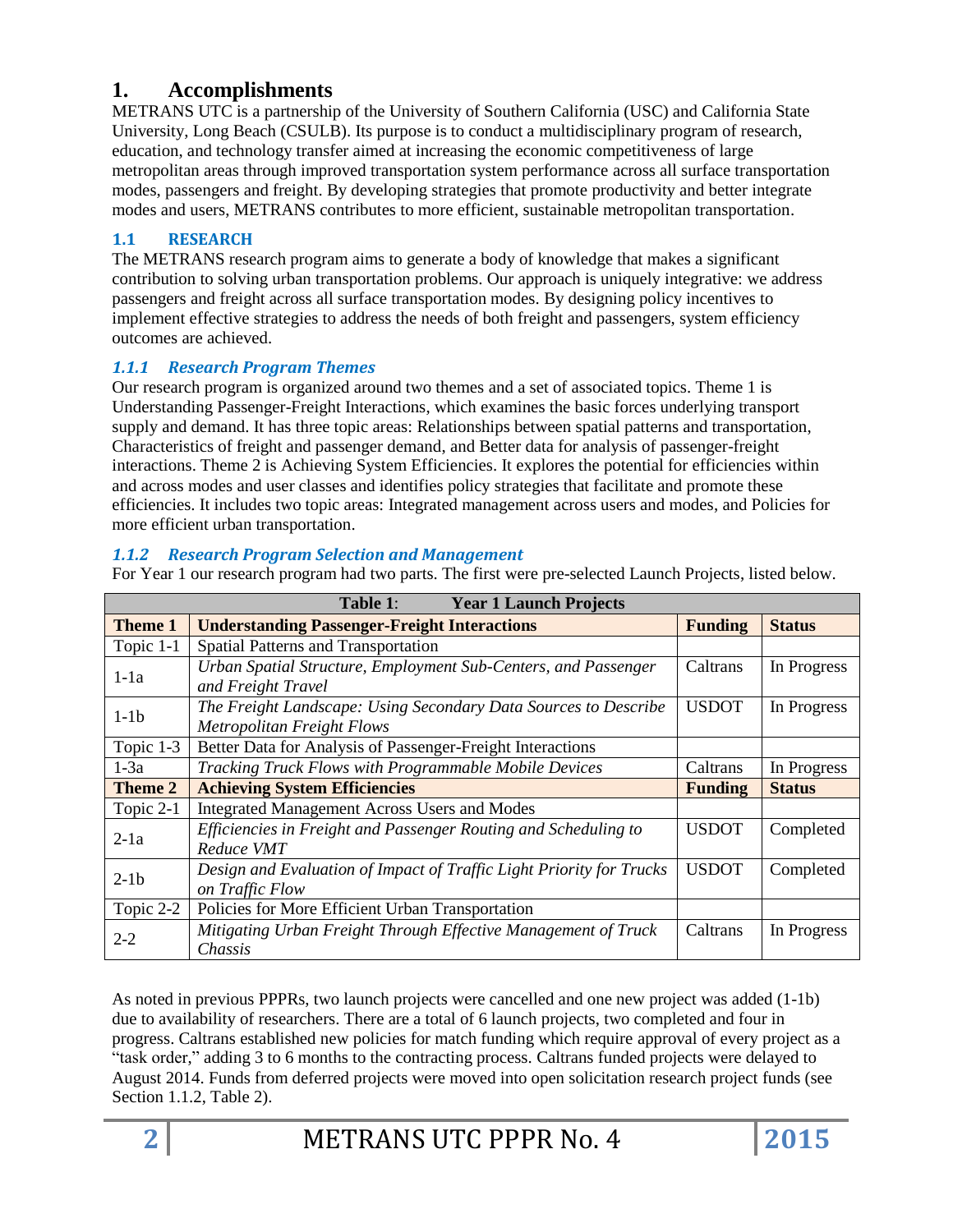# 1. Accomplishments

METRANS UTC is a partnership of the University of Southern California (USC) and California State University, Long Beach (CSULB). Its purpose is to conduct a multidisciplinary program of research, education, and technology transfer aimed at increasing the economic competitiveness of large metropolitan areas through improved transportation system performance across all surface transportation modes, passengers and freight. By developing strategies that promote productivity and better integrate modes and users, METRANS contributes to more efficient, sustainable metropolitan transportation.

## 1.1 RESEARCH

The METRANS research program aims to generate a body of knowledge that makes a significant contribution to solving urban transportation problems. Our approach is uniquely integrative: we address passengers and freight across all surface transportation modes. By designing policy incentives to implement effective strategies to address the needs of both freight and passengers, system efficiency outcomes are achieved.

### *1.1.1 Research Program Themes*

Our research program is organized around two themes and a set of associated topics. Theme 1 is Understanding Passenger-Freight Interactions, which examines the basic forces underlying transport supply and demand. It has three topic areas: Relationships between spatial patterns and transportation, Characteristics of freight and passenger demand, and Better data for analysis of passenger-freight interactions. Theme 2 is Achieving System Efficiencies. It explores the potential for efficiencies within and across modes and user classes and identifies policy strategies that facilitate and promote these efficiencies. It includes two topic areas: Integrated management across users and modes, and Policies for more efficient urban transportation.

### *1.1.2 Research Program Selection and Management*

For Year 1 our research program had two parts. The first were pre-selected Launch Projects, listed below.

**Table 1**: **Year 1 Launch Projects**

| **Theme 1** | **Understanding Passenger-Freight Interactions** | **Funding** | **Status** |
|---|---|---|---|
| Topic 1-1 | Spatial Patterns and Transportation | | |
| 1-1a | *Urban Spatial Structure, Employment Sub-Centers, and Passenger and Freight Travel* | Caltrans | In Progress |
| 1-1b | *The Freight Landscape: Using Secondary Data Sources to Describe Metropolitan Freight Flows* | USDOT | In Progress |
| Topic 1-3 | Better Data for Analysis of Passenger-Freight Interactions | | |
| 1-3a | *Tracking Truck Flows with Programmable Mobile Devices* | Caltrans | In Progress |
| **Theme 2** | **Achieving System Efficiencies** | **Funding** | **Status** |
| Topic 2-1 | Integrated Management Across Users and Modes | | |
| 2-1a | *Efficiencies in Freight and Passenger Routing and Scheduling to Reduce VMT* | USDOT | Completed |
| 2-1b | *Design and Evaluation of Impact of Traffic Light Priority for Trucks on Traffic Flow* | USDOT | Completed |
| Topic 2-2 | Policies for More Efficient Urban Transportation | | |
| 2-2 | *Mitigating Urban Freight Through Effective Management of Truck Chassis* | Caltrans | In Progress |

As noted in previous PPPRs, two launch projects were cancelled and one new project was added (1-1b) due to availability of researchers. There are a total of 6 launch projects, two completed and four in progress. Caltrans established new policies for match funding which require approval of every project as a "task order," adding 3 to 6 months to the contracting process. Caltrans funded projects were delayed to August 2014. Funds from deferred projects were moved into open solicitation research project funds (see Section 1.1.2, Table 2).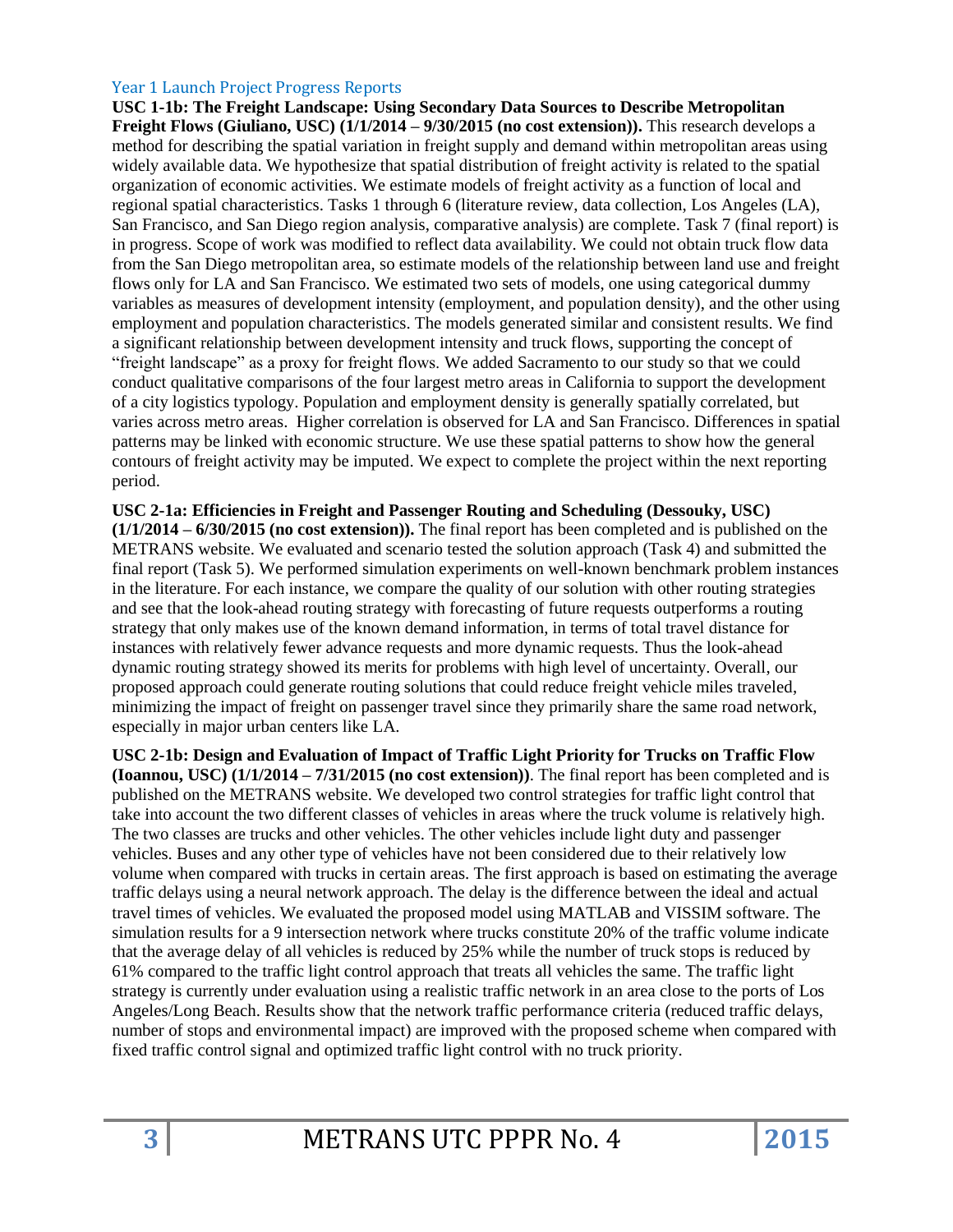## Year 1 Launch Project Progress Reports

**USC 1-1b: The Freight Landscape: Using Secondary Data Sources to Describe Metropolitan Freight Flows (Giuliano, USC) (1/1/2014 – 9/30/2015 (no cost extension)).** This research develops a method for describing the spatial variation in freight supply and demand within metropolitan areas using widely available data. We hypothesize that spatial distribution of freight activity is related to the spatial organization of economic activities. We estimate models of freight activity as a function of local and regional spatial characteristics. Tasks 1 through 6 (literature review, data collection, Los Angeles (LA), San Francisco, and San Diego region analysis, comparative analysis) are complete. Task 7 (final report) is in progress. Scope of work was modified to reflect data availability. We could not obtain truck flow data from the San Diego metropolitan area, so estimate models of the relationship between land use and freight flows only for LA and San Francisco. We estimated two sets of models, one using categorical dummy variables as measures of development intensity (employment, and population density), and the other using employment and population characteristics. The models generated similar and consistent results. We find a significant relationship between development intensity and truck flows, supporting the concept of "freight landscape" as a proxy for freight flows. We added Sacramento to our study so that we could conduct qualitative comparisons of the four largest metro areas in California to support the development of a city logistics typology. Population and employment density is generally spatially correlated, but varies across metro areas. Higher correlation is observed for LA and San Francisco. Differences in spatial patterns may be linked with economic structure. We use these spatial patterns to show how the general contours of freight activity may be imputed. We expect to complete the project within the next reporting period.

**USC 2-1a: Efficiencies in Freight and Passenger Routing and Scheduling (Dessouky, USC) (1/1/2014 – 6/30/2015 (no cost extension)).** The final report has been completed and is published on the METRANS website. We evaluated and scenario tested the solution approach (Task 4) and submitted the final report (Task 5). We performed simulation experiments on well-known benchmark problem instances in the literature. For each instance, we compare the quality of our solution with other routing strategies and see that the look-ahead routing strategy with forecasting of future requests outperforms a routing strategy that only makes use of the known demand information, in terms of total travel distance for instances with relatively fewer advance requests and more dynamic requests. Thus the look-ahead dynamic routing strategy showed its merits for problems with high level of uncertainty. Overall, our proposed approach could generate routing solutions that could reduce freight vehicle miles traveled, minimizing the impact of freight on passenger travel since they primarily share the same road network, especially in major urban centers like LA.

**USC 2-1b: Design and Evaluation of Impact of Traffic Light Priority for Trucks on Traffic Flow (Ioannou, USC) (1/1/2014 – 7/31/2015 (no cost extension))**. The final report has been completed and is published on the METRANS website. We developed two control strategies for traffic light control that take into account the two different classes of vehicles in areas where the truck volume is relatively high. The two classes are trucks and other vehicles. The other vehicles include light duty and passenger vehicles. Buses and any other type of vehicles have not been considered due to their relatively low volume when compared with trucks in certain areas. The first approach is based on estimating the average traffic delays using a neural network approach. The delay is the difference between the ideal and actual travel times of vehicles. We evaluated the proposed model using MATLAB and VISSIM software. The simulation results for a 9 intersection network where trucks constitute 20% of the traffic volume indicate that the average delay of all vehicles is reduced by 25% while the number of truck stops is reduced by 61% compared to the traffic light control approach that treats all vehicles the same. The traffic light strategy is currently under evaluation using a realistic traffic network in an area close to the ports of Los Angeles/Long Beach. Results show that the network traffic performance criteria (reduced traffic delays, number of stops and environmental impact) are improved with the proposed scheme when compared with fixed traffic control signal and optimized traffic light control with no truck priority.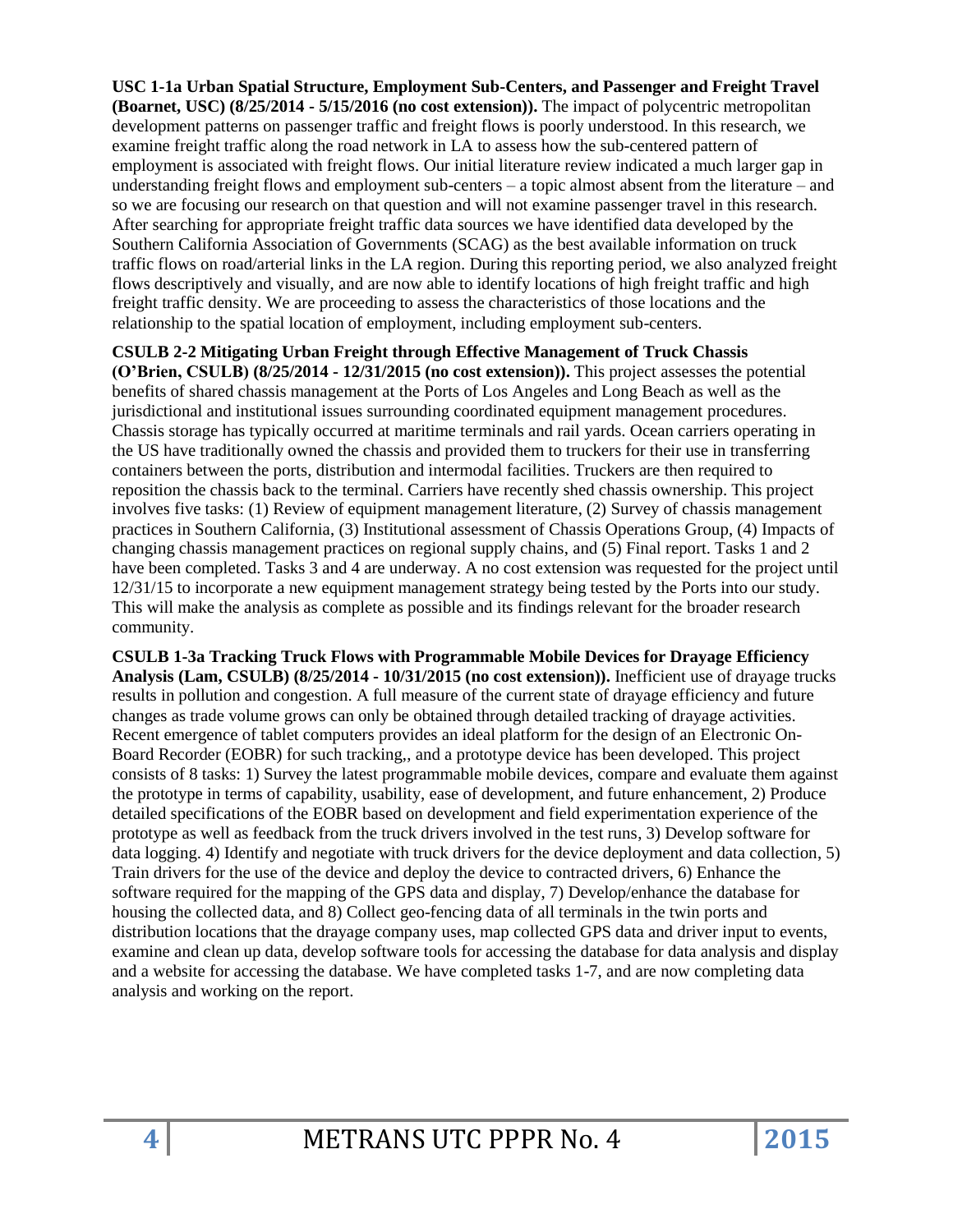**USC 1-1a Urban Spatial Structure, Employment Sub-Centers, and Passenger and Freight Travel (Boarnet, USC) (8/25/2014 - 5/15/2016 (no cost extension)).** The impact of polycentric metropolitan development patterns on passenger traffic and freight flows is poorly understood. In this research, we examine freight traffic along the road network in LA to assess how the sub-centered pattern of employment is associated with freight flows. Our initial literature review indicated a much larger gap in understanding freight flows and employment sub-centers – a topic almost absent from the literature – and so we are focusing our research on that question and will not examine passenger travel in this research. After searching for appropriate freight traffic data sources we have identified data developed by the Southern California Association of Governments (SCAG) as the best available information on truck traffic flows on road/arterial links in the LA region. During this reporting period, we also analyzed freight flows descriptively and visually, and are now able to identify locations of high freight traffic and high freight traffic density. We are proceeding to assess the characteristics of those locations and the relationship to the spatial location of employment, including employment sub-centers.

**CSULB 2-2 Mitigating Urban Freight through Effective Management of Truck Chassis (O'Brien, CSULB) (8/25/2014 - 12/31/2015 (no cost extension)).** This project assesses the potential benefits of shared chassis management at the Ports of Los Angeles and Long Beach as well as the jurisdictional and institutional issues surrounding coordinated equipment management procedures. Chassis storage has typically occurred at maritime terminals and rail yards. Ocean carriers operating in the US have traditionally owned the chassis and provided them to truckers for their use in transferring containers between the ports, distribution and intermodal facilities. Truckers are then required to reposition the chassis back to the terminal. Carriers have recently shed chassis ownership. This project involves five tasks: (1) Review of equipment management literature, (2) Survey of chassis management practices in Southern California, (3) Institutional assessment of Chassis Operations Group, (4) Impacts of changing chassis management practices on regional supply chains, and (5) Final report. Tasks 1 and 2 have been completed. Tasks 3 and 4 are underway. A no cost extension was requested for the project until 12/31/15 to incorporate a new equipment management strategy being tested by the Ports into our study. This will make the analysis as complete as possible and its findings relevant for the broader research community.

**CSULB 1-3a Tracking Truck Flows with Programmable Mobile Devices for Drayage Efficiency Analysis (Lam, CSULB) (8/25/2014 - 10/31/2015 (no cost extension)).** Inefficient use of drayage trucks results in pollution and congestion. A full measure of the current state of drayage efficiency and future changes as trade volume grows can only be obtained through detailed tracking of drayage activities. Recent emergence of tablet computers provides an ideal platform for the design of an Electronic On-Board Recorder (EOBR) for such tracking,, and a prototype device has been developed. This project consists of 8 tasks: 1) Survey the latest programmable mobile devices, compare and evaluate them against the prototype in terms of capability, usability, ease of development, and future enhancement, 2) Produce detailed specifications of the EOBR based on development and field experimentation experience of the prototype as well as feedback from the truck drivers involved in the test runs, 3) Develop software for data logging. 4) Identify and negotiate with truck drivers for the device deployment and data collection, 5) Train drivers for the use of the device and deploy the device to contracted drivers, 6) Enhance the software required for the mapping of the GPS data and display, 7) Develop/enhance the database for housing the collected data, and 8) Collect geo-fencing data of all terminals in the twin ports and distribution locations that the drayage company uses, map collected GPS data and driver input to events, examine and clean up data, develop software tools for accessing the database for data analysis and display and a website for accessing the database. We have completed tasks 1-7, and are now completing data analysis and working on the report.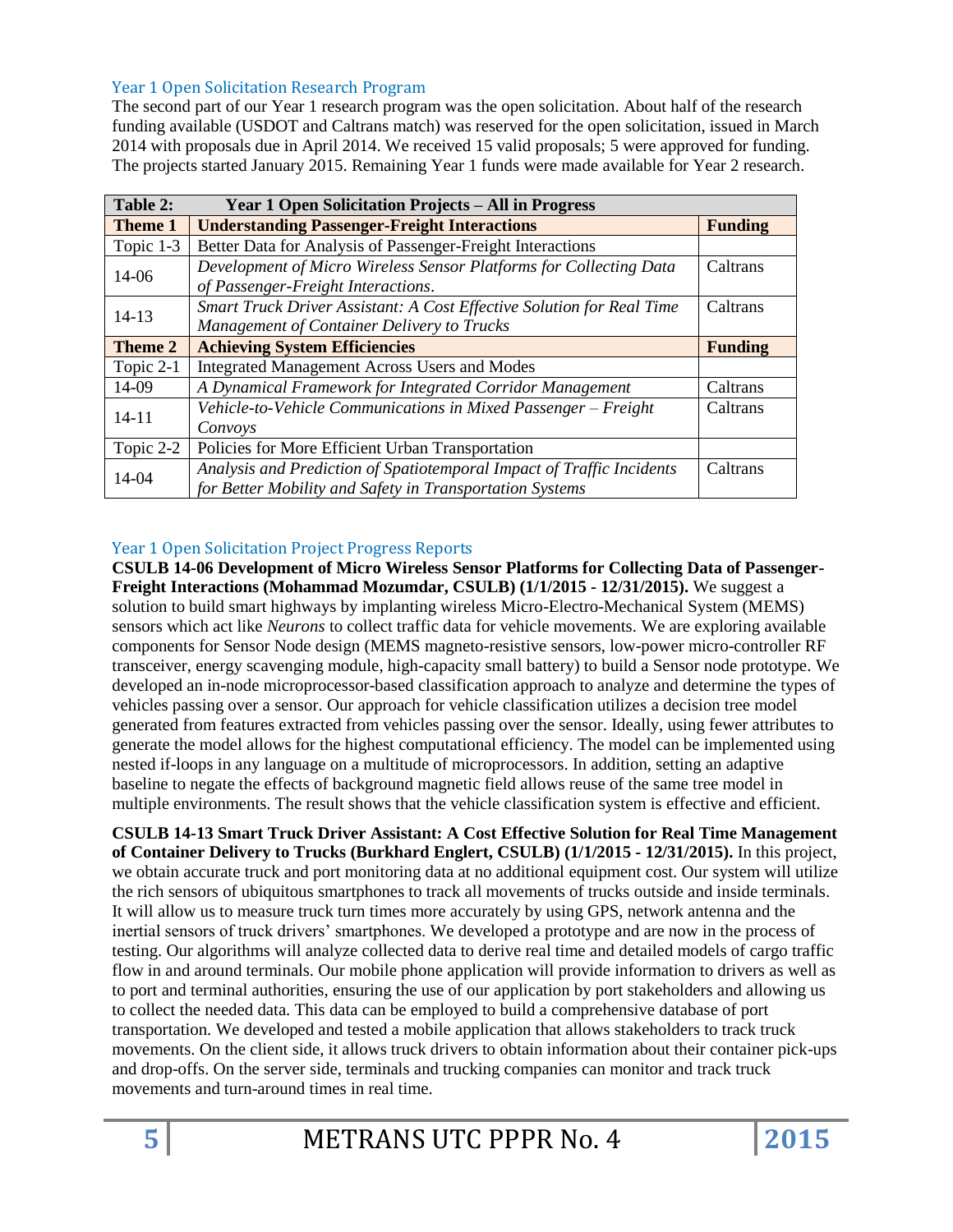## Year 1 Open Solicitation Research Program

The second part of our Year 1 research program was the open solicitation. About half of the research funding available (USDOT and Caltrans match) was reserved for the open solicitation, issued in March 2014 with proposals due in April 2014. We received 15 valid proposals; 5 were approved for funding. The projects started January 2015. Remaining Year 1 funds were made available for Year 2 research.

| **Table 2:** | **Year 1 Open Solicitation Projects – All in Progress** | |
|---|---|---|
| **Theme 1** | **Understanding Passenger-Freight Interactions** | **Funding** |
| Topic 1-3 | Better Data for Analysis of Passenger-Freight Interactions | |
| 14-06 | *Development of Micro Wireless Sensor Platforms for Collecting Data of Passenger-Freight Interactions.* | Caltrans |
| 14-13 | *Smart Truck Driver Assistant: A Cost Effective Solution for Real Time Management of Container Delivery to Trucks* | Caltrans |
| **Theme 2** | **Achieving System Efficiencies** | **Funding** |
| Topic 2-1 | Integrated Management Across Users and Modes | |
| 14-09 | *A Dynamical Framework for Integrated Corridor Management* | Caltrans |
| 14-11 | *Vehicle-to-Vehicle Communications in Mixed Passenger – Freight Convoys* | Caltrans |
| Topic 2-2 | Policies for More Efficient Urban Transportation | |
| 14-04 | *Analysis and Prediction of Spatiotemporal Impact of Traffic Incidents for Better Mobility and Safety in Transportation Systems* | Caltrans |

## Year 1 Open Solicitation Project Progress Reports

**CSULB 14-06 Development of Micro Wireless Sensor Platforms for Collecting Data of Passenger-Freight Interactions (Mohammad Mozumdar, CSULB) (1/1/2015 - 12/31/2015).** We suggest a solution to build smart highways by implanting wireless Micro-Electro-Mechanical System (MEMS) sensors which act like *Neurons* to collect traffic data for vehicle movements. We are exploring available components for Sensor Node design (MEMS magneto-resistive sensors, low-power micro-controller RF transceiver, energy scavenging module, high-capacity small battery) to build a Sensor node prototype. We developed an in-node microprocessor-based classification approach to analyze and determine the types of vehicles passing over a sensor. Our approach for vehicle classification utilizes a decision tree model generated from features extracted from vehicles passing over the sensor. Ideally, using fewer attributes to generate the model allows for the highest computational efficiency. The model can be implemented using nested if-loops in any language on a multitude of microprocessors. In addition, setting an adaptive baseline to negate the effects of background magnetic field allows reuse of the same tree model in multiple environments. The result shows that the vehicle classification system is effective and efficient.

**CSULB 14-13 Smart Truck Driver Assistant: A Cost Effective Solution for Real Time Management of Container Delivery to Trucks (Burkhard Englert, CSULB) (1/1/2015 - 12/31/2015).** In this project, we obtain accurate truck and port monitoring data at no additional equipment cost. Our system will utilize the rich sensors of ubiquitous smartphones to track all movements of trucks outside and inside terminals. It will allow us to measure truck turn times more accurately by using GPS, network antenna and the inertial sensors of truck drivers' smartphones. We developed a prototype and are now in the process of testing. Our algorithms will analyze collected data to derive real time and detailed models of cargo traffic flow in and around terminals. Our mobile phone application will provide information to drivers as well as to port and terminal authorities, ensuring the use of our application by port stakeholders and allowing us to collect the needed data. This data can be employed to build a comprehensive database of port transportation. We developed and tested a mobile application that allows stakeholders to track truck movements. On the client side, it allows truck drivers to obtain information about their container pick-ups and drop-offs. On the server side, terminals and trucking companies can monitor and track truck movements and turn-around times in real time.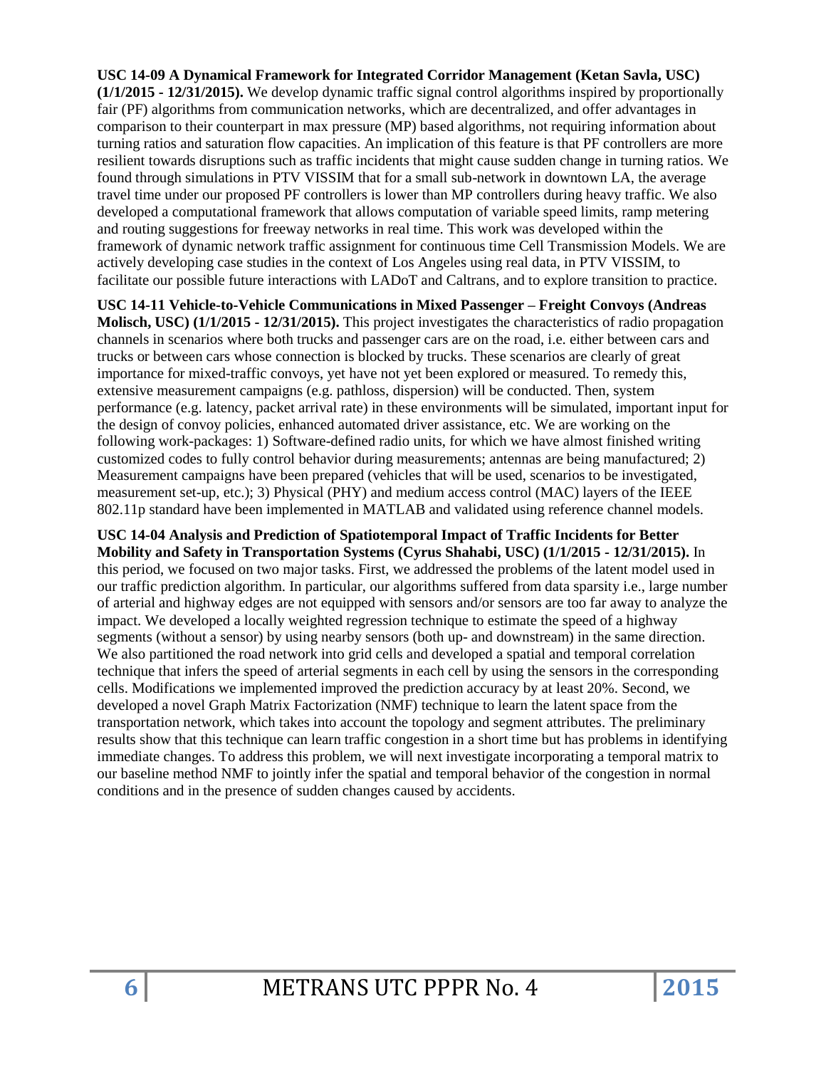**USC 14-09 A Dynamical Framework for Integrated Corridor Management (Ketan Savla, USC) (1/1/2015 - 12/31/2015).** We develop dynamic traffic signal control algorithms inspired by proportionally fair (PF) algorithms from communication networks, which are decentralized, and offer advantages in comparison to their counterpart in max pressure (MP) based algorithms, not requiring information about turning ratios and saturation flow capacities. An implication of this feature is that PF controllers are more resilient towards disruptions such as traffic incidents that might cause sudden change in turning ratios. We found through simulations in PTV VISSIM that for a small sub-network in downtown LA, the average travel time under our proposed PF controllers is lower than MP controllers during heavy traffic. We also developed a computational framework that allows computation of variable speed limits, ramp metering and routing suggestions for freeway networks in real time. This work was developed within the framework of dynamic network traffic assignment for continuous time Cell Transmission Models. We are actively developing case studies in the context of Los Angeles using real data, in PTV VISSIM, to facilitate our possible future interactions with LADoT and Caltrans, and to explore transition to practice.

**USC 14-11 Vehicle-to-Vehicle Communications in Mixed Passenger – Freight Convoys (Andreas Molisch, USC) (1/1/2015 - 12/31/2015).** This project investigates the characteristics of radio propagation channels in scenarios where both trucks and passenger cars are on the road, i.e. either between cars and trucks or between cars whose connection is blocked by trucks. These scenarios are clearly of great importance for mixed-traffic convoys, yet have not yet been explored or measured. To remedy this, extensive measurement campaigns (e.g. pathloss, dispersion) will be conducted. Then, system performance (e.g. latency, packet arrival rate) in these environments will be simulated, important input for the design of convoy policies, enhanced automated driver assistance, etc. We are working on the following work-packages: 1) Software-defined radio units, for which we have almost finished writing customized codes to fully control behavior during measurements; antennas are being manufactured; 2) Measurement campaigns have been prepared (vehicles that will be used, scenarios to be investigated, measurement set-up, etc.); 3) Physical (PHY) and medium access control (MAC) layers of the IEEE 802.11p standard have been implemented in MATLAB and validated using reference channel models.

**USC 14-04 Analysis and Prediction of Spatiotemporal Impact of Traffic Incidents for Better Mobility and Safety in Transportation Systems (Cyrus Shahabi, USC) (1/1/2015 - 12/31/2015).** In this period, we focused on two major tasks. First, we addressed the problems of the latent model used in our traffic prediction algorithm. In particular, our algorithms suffered from data sparsity i.e., large number of arterial and highway edges are not equipped with sensors and/or sensors are too far away to analyze the impact. We developed a locally weighted regression technique to estimate the speed of a highway segments (without a sensor) by using nearby sensors (both up- and downstream) in the same direction. We also partitioned the road network into grid cells and developed a spatial and temporal correlation technique that infers the speed of arterial segments in each cell by using the sensors in the corresponding cells. Modifications we implemented improved the prediction accuracy by at least 20%. Second, we developed a novel Graph Matrix Factorization (NMF) technique to learn the latent space from the transportation network, which takes into account the topology and segment attributes. The preliminary results show that this technique can learn traffic congestion in a short time but has problems in identifying immediate changes. To address this problem, we will next investigate incorporating a temporal matrix to our baseline method NMF to jointly infer the spatial and temporal behavior of the congestion in normal conditions and in the presence of sudden changes caused by accidents.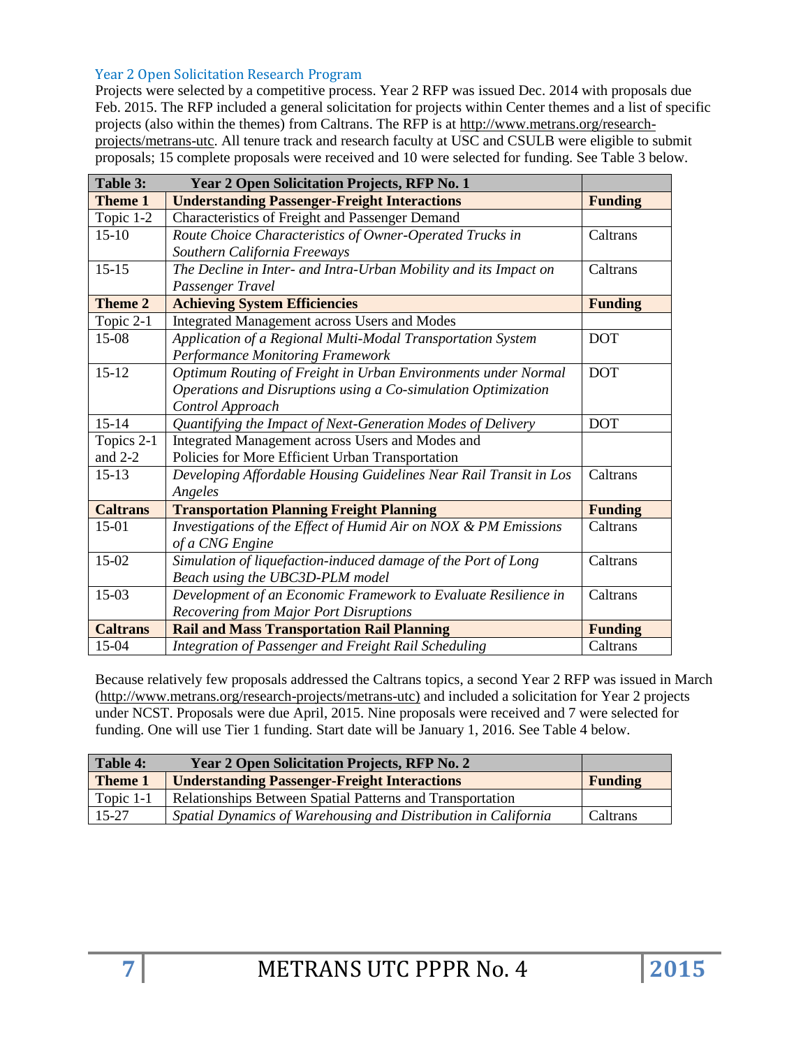### Year 2 Open Solicitation Research Program

Projects were selected by a competitive process. Year 2 RFP was issued Dec. 2014 with proposals due Feb. 2015. The RFP included a general solicitation for projects within Center themes and a list of specific projects (also within the themes) from Caltrans. The RFP is at http://www.metrans.org/research-projects/metrans-utc. All tenure track and research faculty at USC and CSULB were eligible to submit proposals; 15 complete proposals were received and 10 were selected for funding. See Table 3 below.

| **Table 3:** | **Year 2 Open Solicitation Projects, RFP No. 1** | |
|---|---|---|
| **Theme 1** | **Understanding Passenger-Freight Interactions** | **Funding** |
| Topic 1-2 | Characteristics of Freight and Passenger Demand | |
| 15-10 | *Route Choice Characteristics of Owner-Operated Trucks in Southern California Freeways* | Caltrans |
| 15-15 | *The Decline in Inter- and Intra-Urban Mobility and its Impact on Passenger Travel* | Caltrans |
| **Theme 2** | **Achieving System Efficiencies** | **Funding** |
| Topic 2-1 | Integrated Management across Users and Modes | |
| 15-08 | *Application of a Regional Multi-Modal Transportation System Performance Monitoring Framework* | DOT |
| 15-12 | *Optimum Routing of Freight in Urban Environments under Normal Operations and Disruptions using a Co-simulation Optimization Control Approach* | DOT |
| 15-14 | *Quantifying the Impact of Next-Generation Modes of Delivery* | DOT |
| Topics 2-1 and 2-2 | Integrated Management across Users and Modes and Policies for More Efficient Urban Transportation | |
| 15-13 | *Developing Affordable Housing Guidelines Near Rail Transit in Los Angeles* | Caltrans |
| **Caltrans** | **Transportation Planning Freight Planning** | **Funding** |
| 15-01 | *Investigations of the Effect of Humid Air on NOX & PM Emissions of a CNG Engine* | Caltrans |
| 15-02 | *Simulation of liquefaction-induced damage of the Port of Long Beach using the UBC3D-PLM model* | Caltrans |
| 15-03 | *Development of an Economic Framework to Evaluate Resilience in Recovering from Major Port Disruptions* | Caltrans |
| **Caltrans** | **Rail and Mass Transportation Rail Planning** | **Funding** |
| 15-04 | *Integration of Passenger and Freight Rail Scheduling* | Caltrans |

Because relatively few proposals addressed the Caltrans topics, a second Year 2 RFP was issued in March (http://www.metrans.org/research-projects/metrans-utc) and included a solicitation for Year 2 projects under NCST. Proposals were due April, 2015. Nine proposals were received and 7 were selected for funding. One will use Tier 1 funding. Start date will be January 1, 2016. See Table 4 below.

| **Table 4:** | **Year 2 Open Solicitation Projects, RFP No. 2** | |
|---|---|---|
| **Theme 1** | **Understanding Passenger-Freight Interactions** | **Funding** |
| Topic 1-1 | Relationships Between Spatial Patterns and Transportation | |
| 15-27 | *Spatial Dynamics of Warehousing and Distribution in California* | Caltrans |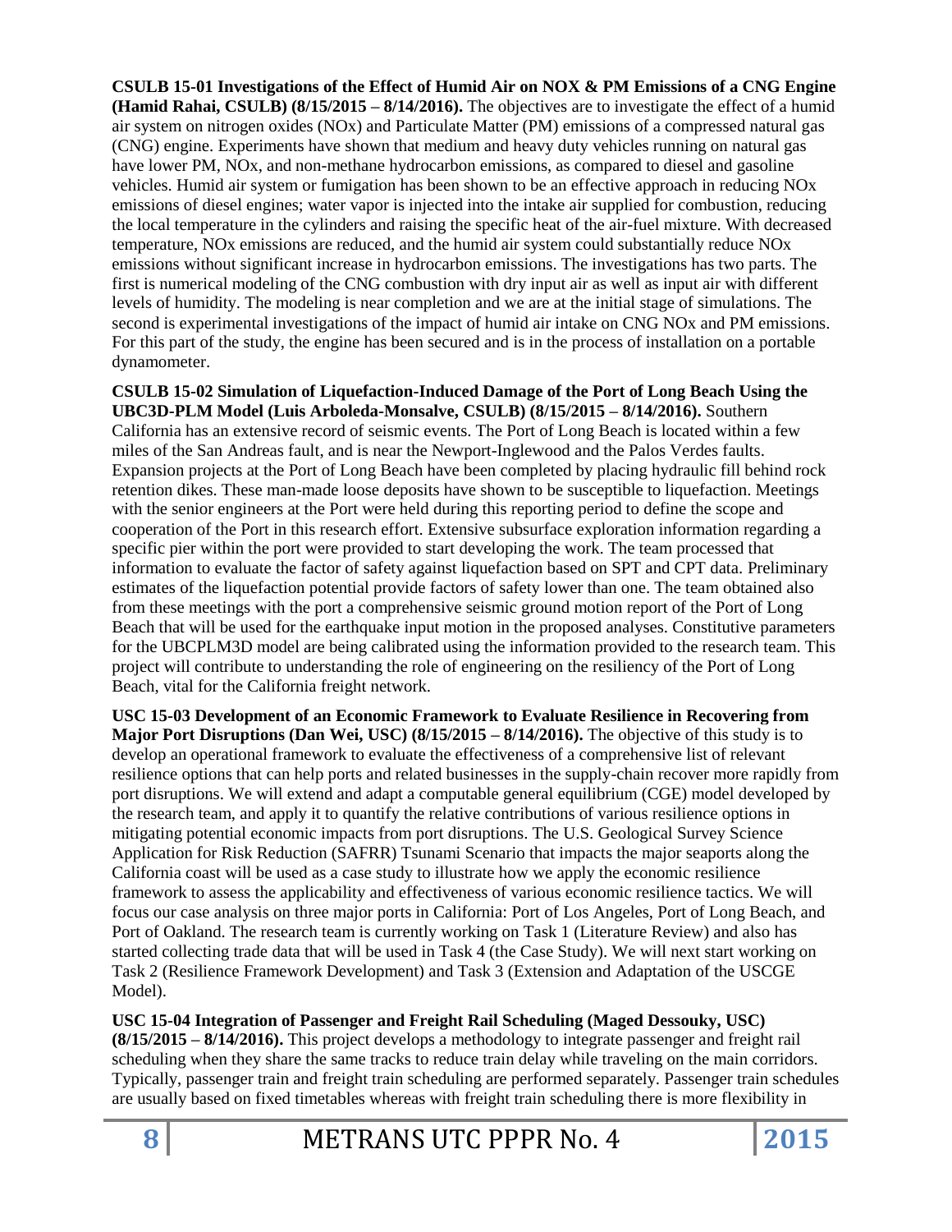**CSULB 15-01 Investigations of the Effect of Humid Air on NOX & PM Emissions of a CNG Engine (Hamid Rahai, CSULB) (8/15/2015 – 8/14/2016).** The objectives are to investigate the effect of a humid air system on nitrogen oxides (NOx) and Particulate Matter (PM) emissions of a compressed natural gas (CNG) engine. Experiments have shown that medium and heavy duty vehicles running on natural gas have lower PM, NOx, and non-methane hydrocarbon emissions, as compared to diesel and gasoline vehicles. Humid air system or fumigation has been shown to be an effective approach in reducing NOx emissions of diesel engines; water vapor is injected into the intake air supplied for combustion, reducing the local temperature in the cylinders and raising the specific heat of the air-fuel mixture. With decreased temperature, NOx emissions are reduced, and the humid air system could substantially reduce NOx emissions without significant increase in hydrocarbon emissions. The investigations has two parts. The first is numerical modeling of the CNG combustion with dry input air as well as input air with different levels of humidity. The modeling is near completion and we are at the initial stage of simulations. The second is experimental investigations of the impact of humid air intake on CNG NOx and PM emissions. For this part of the study, the engine has been secured and is in the process of installation on a portable dynamometer.

**CSULB 15-02 Simulation of Liquefaction-Induced Damage of the Port of Long Beach Using the UBC3D-PLM Model (Luis Arboleda-Monsalve, CSULB) (8/15/2015 – 8/14/2016).** Southern California has an extensive record of seismic events. The Port of Long Beach is located within a few miles of the San Andreas fault, and is near the Newport-Inglewood and the Palos Verdes faults. Expansion projects at the Port of Long Beach have been completed by placing hydraulic fill behind rock retention dikes. These man-made loose deposits have shown to be susceptible to liquefaction. Meetings with the senior engineers at the Port were held during this reporting period to define the scope and cooperation of the Port in this research effort. Extensive subsurface exploration information regarding a specific pier within the port were provided to start developing the work. The team processed that information to evaluate the factor of safety against liquefaction based on SPT and CPT data. Preliminary estimates of the liquefaction potential provide factors of safety lower than one. The team obtained also from these meetings with the port a comprehensive seismic ground motion report of the Port of Long Beach that will be used for the earthquake input motion in the proposed analyses. Constitutive parameters for the UBCPLM3D model are being calibrated using the information provided to the research team. This project will contribute to understanding the role of engineering on the resiliency of the Port of Long Beach, vital for the California freight network.

**USC 15-03 Development of an Economic Framework to Evaluate Resilience in Recovering from Major Port Disruptions (Dan Wei, USC) (8/15/2015 – 8/14/2016).** The objective of this study is to develop an operational framework to evaluate the effectiveness of a comprehensive list of relevant resilience options that can help ports and related businesses in the supply-chain recover more rapidly from port disruptions. We will extend and adapt a computable general equilibrium (CGE) model developed by the research team, and apply it to quantify the relative contributions of various resilience options in mitigating potential economic impacts from port disruptions. The U.S. Geological Survey Science Application for Risk Reduction (SAFRR) Tsunami Scenario that impacts the major seaports along the California coast will be used as a case study to illustrate how we apply the economic resilience framework to assess the applicability and effectiveness of various economic resilience tactics. We will focus our case analysis on three major ports in California: Port of Los Angeles, Port of Long Beach, and Port of Oakland. The research team is currently working on Task 1 (Literature Review) and also has started collecting trade data that will be used in Task 4 (the Case Study). We will next start working on Task 2 (Resilience Framework Development) and Task 3 (Extension and Adaptation of the USCGE Model).

**USC 15-04 Integration of Passenger and Freight Rail Scheduling (Maged Dessouky, USC) (8/15/2015 – 8/14/2016).** This project develops a methodology to integrate passenger and freight rail scheduling when they share the same tracks to reduce train delay while traveling on the main corridors. Typically, passenger train and freight train scheduling are performed separately. Passenger train schedules are usually based on fixed timetables whereas with freight train scheduling there is more flexibility in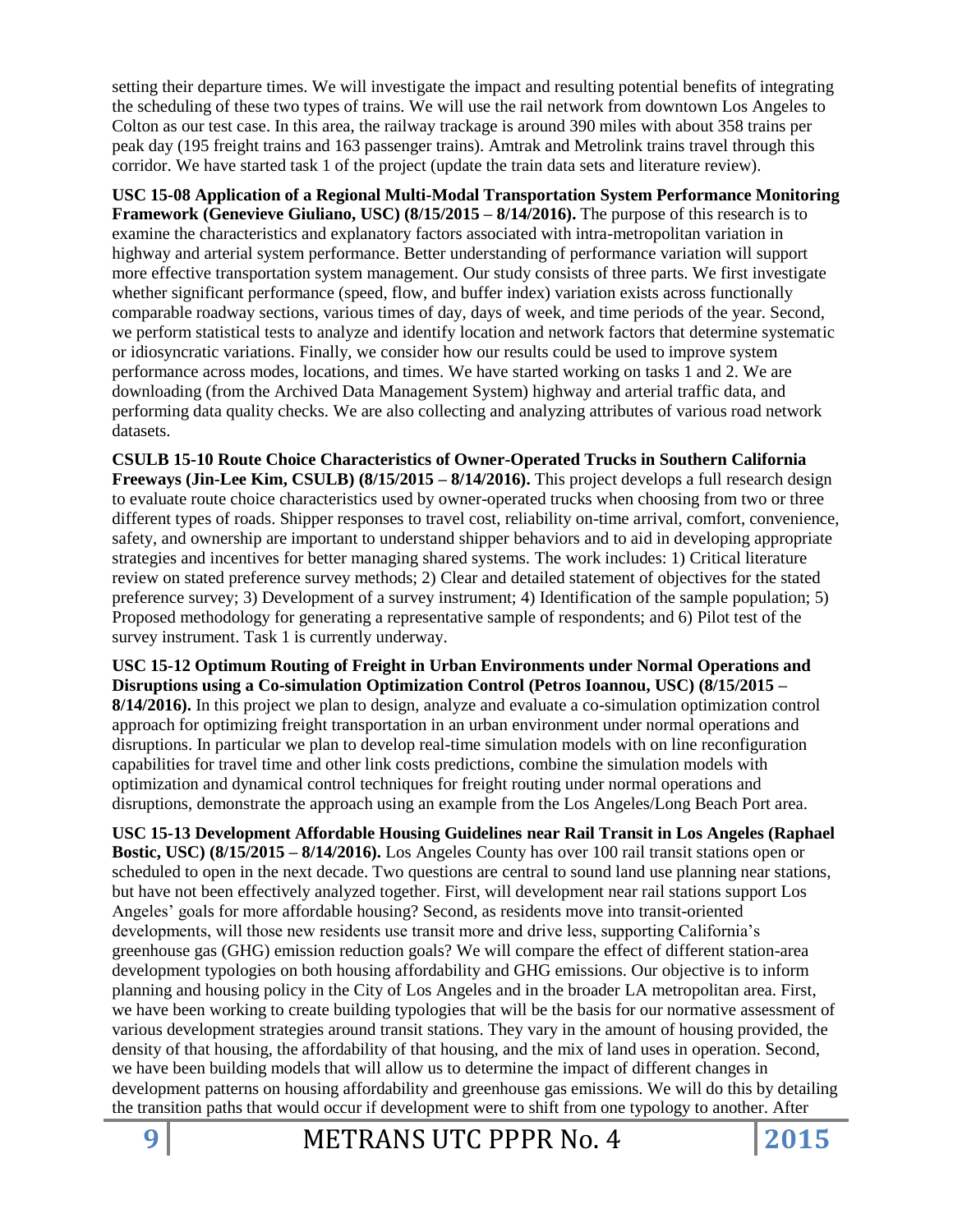setting their departure times. We will investigate the impact and resulting potential benefits of integrating the scheduling of these two types of trains. We will use the rail network from downtown Los Angeles to Colton as our test case. In this area, the railway trackage is around 390 miles with about 358 trains per peak day (195 freight trains and 163 passenger trains). Amtrak and Metrolink trains travel through this corridor. We have started task 1 of the project (update the train data sets and literature review).

**USC 15-08 Application of a Regional Multi-Modal Transportation System Performance Monitoring Framework (Genevieve Giuliano, USC) (8/15/2015 – 8/14/2016).** The purpose of this research is to examine the characteristics and explanatory factors associated with intra-metropolitan variation in highway and arterial system performance. Better understanding of performance variation will support more effective transportation system management. Our study consists of three parts. We first investigate whether significant performance (speed, flow, and buffer index) variation exists across functionally comparable roadway sections, various times of day, days of week, and time periods of the year. Second, we perform statistical tests to analyze and identify location and network factors that determine systematic or idiosyncratic variations. Finally, we consider how our results could be used to improve system performance across modes, locations, and times. We have started working on tasks 1 and 2. We are downloading (from the Archived Data Management System) highway and arterial traffic data, and performing data quality checks. We are also collecting and analyzing attributes of various road network datasets.

**CSULB 15-10 Route Choice Characteristics of Owner-Operated Trucks in Southern California Freeways (Jin-Lee Kim, CSULB) (8/15/2015 – 8/14/2016).** This project develops a full research design to evaluate route choice characteristics used by owner-operated trucks when choosing from two or three different types of roads. Shipper responses to travel cost, reliability on-time arrival, comfort, convenience, safety, and ownership are important to understand shipper behaviors and to aid in developing appropriate strategies and incentives for better managing shared systems. The work includes: 1) Critical literature review on stated preference survey methods; 2) Clear and detailed statement of objectives for the stated preference survey; 3) Development of a survey instrument; 4) Identification of the sample population; 5) Proposed methodology for generating a representative sample of respondents; and 6) Pilot test of the survey instrument. Task 1 is currently underway.

**USC 15-12 Optimum Routing of Freight in Urban Environments under Normal Operations and Disruptions using a Co-simulation Optimization Control (Petros Ioannou, USC) (8/15/2015 – 8/14/2016).** In this project we plan to design, analyze and evaluate a co-simulation optimization control approach for optimizing freight transportation in an urban environment under normal operations and disruptions. In particular we plan to develop real-time simulation models with on line reconfiguration capabilities for travel time and other link costs predictions, combine the simulation models with optimization and dynamical control techniques for freight routing under normal operations and disruptions, demonstrate the approach using an example from the Los Angeles/Long Beach Port area.

**USC 15-13 Development Affordable Housing Guidelines near Rail Transit in Los Angeles (Raphael Bostic, USC) (8/15/2015 – 8/14/2016).** Los Angeles County has over 100 rail transit stations open or scheduled to open in the next decade. Two questions are central to sound land use planning near stations, but have not been effectively analyzed together. First, will development near rail stations support Los Angeles' goals for more affordable housing? Second, as residents move into transit-oriented developments, will those new residents use transit more and drive less, supporting California's greenhouse gas (GHG) emission reduction goals? We will compare the effect of different station-area development typologies on both housing affordability and GHG emissions. Our objective is to inform planning and housing policy in the City of Los Angeles and in the broader LA metropolitan area. First, we have been working to create building typologies that will be the basis for our normative assessment of various development strategies around transit stations. They vary in the amount of housing provided, the density of that housing, the affordability of that housing, and the mix of land uses in operation. Second, we have been building models that will allow us to determine the impact of different changes in development patterns on housing affordability and greenhouse gas emissions. We will do this by detailing the transition paths that would occur if development were to shift from one typology to another. After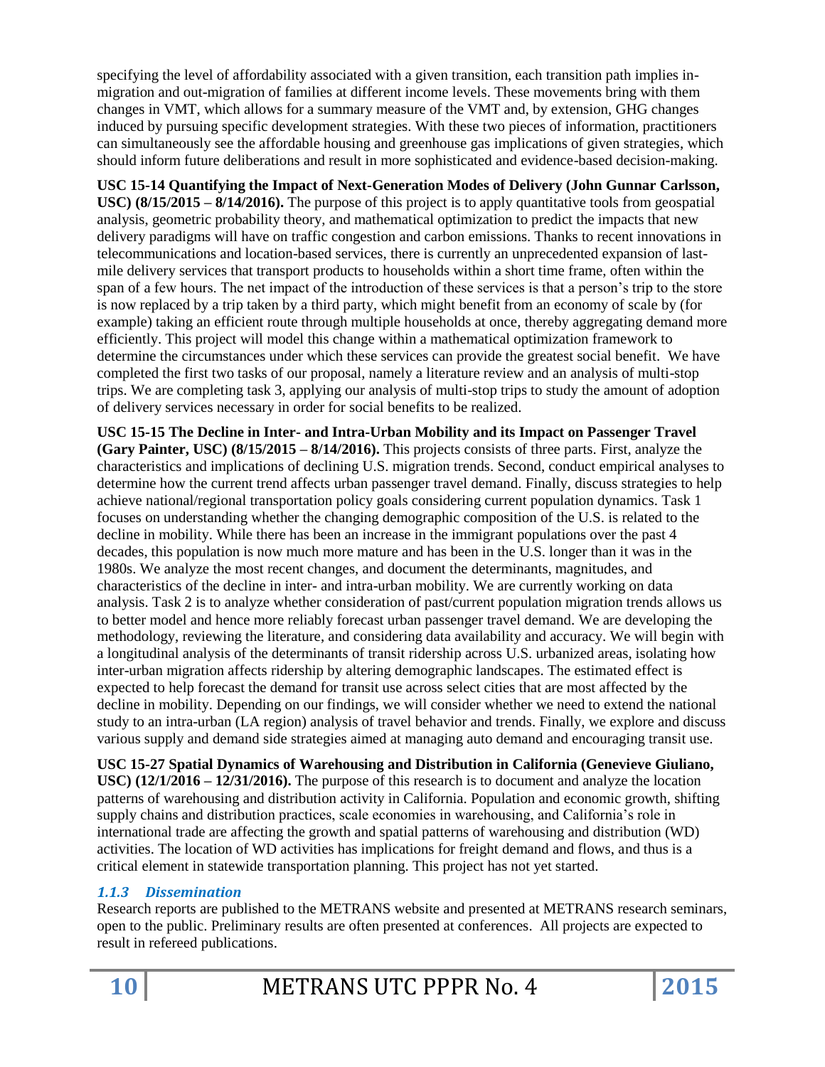specifying the level of affordability associated with a given transition, each transition path implies in-migration and out-migration of families at different income levels. These movements bring with them changes in VMT, which allows for a summary measure of the VMT and, by extension, GHG changes induced by pursuing specific development strategies. With these two pieces of information, practitioners can simultaneously see the affordable housing and greenhouse gas implications of given strategies, which should inform future deliberations and result in more sophisticated and evidence-based decision-making.

**USC 15-14 Quantifying the Impact of Next-Generation Modes of Delivery (John Gunnar Carlsson, USC) (8/15/2015 – 8/14/2016).** The purpose of this project is to apply quantitative tools from geospatial analysis, geometric probability theory, and mathematical optimization to predict the impacts that new delivery paradigms will have on traffic congestion and carbon emissions. Thanks to recent innovations in telecommunications and location-based services, there is currently an unprecedented expansion of last-mile delivery services that transport products to households within a short time frame, often within the span of a few hours. The net impact of the introduction of these services is that a person's trip to the store is now replaced by a trip taken by a third party, which might benefit from an economy of scale by (for example) taking an efficient route through multiple households at once, thereby aggregating demand more efficiently. This project will model this change within a mathematical optimization framework to determine the circumstances under which these services can provide the greatest social benefit. We have completed the first two tasks of our proposal, namely a literature review and an analysis of multi-stop trips. We are completing task 3, applying our analysis of multi-stop trips to study the amount of adoption of delivery services necessary in order for social benefits to be realized.

**USC 15-15 The Decline in Inter- and Intra-Urban Mobility and its Impact on Passenger Travel (Gary Painter, USC) (8/15/2015 – 8/14/2016).** This projects consists of three parts. First, analyze the characteristics and implications of declining U.S. migration trends. Second, conduct empirical analyses to determine how the current trend affects urban passenger travel demand. Finally, discuss strategies to help achieve national/regional transportation policy goals considering current population dynamics. Task 1 focuses on understanding whether the changing demographic composition of the U.S. is related to the decline in mobility. While there has been an increase in the immigrant populations over the past 4 decades, this population is now much more mature and has been in the U.S. longer than it was in the 1980s. We analyze the most recent changes, and document the determinants, magnitudes, and characteristics of the decline in inter- and intra-urban mobility. We are currently working on data analysis. Task 2 is to analyze whether consideration of past/current population migration trends allows us to better model and hence more reliably forecast urban passenger travel demand. We are developing the methodology, reviewing the literature, and considering data availability and accuracy. We will begin with a longitudinal analysis of the determinants of transit ridership across U.S. urbanized areas, isolating how inter-urban migration affects ridership by altering demographic landscapes. The estimated effect is expected to help forecast the demand for transit use across select cities that are most affected by the decline in mobility. Depending on our findings, we will consider whether we need to extend the national study to an intra-urban (LA region) analysis of travel behavior and trends. Finally, we explore and discuss various supply and demand side strategies aimed at managing auto demand and encouraging transit use.

**USC 15-27 Spatial Dynamics of Warehousing and Distribution in California (Genevieve Giuliano, USC) (12/1/2016 – 12/31/2016).** The purpose of this research is to document and analyze the location patterns of warehousing and distribution activity in California. Population and economic growth, shifting supply chains and distribution practices, scale economies in warehousing, and California's role in international trade are affecting the growth and spatial patterns of warehousing and distribution (WD) activities. The location of WD activities has implications for freight demand and flows, and thus is a critical element in statewide transportation planning. This project has not yet started.

### *1.1.3 Dissemination*

Research reports are published to the METRANS website and presented at METRANS research seminars, open to the public. Preliminary results are often presented at conferences. All projects are expected to result in refereed publications.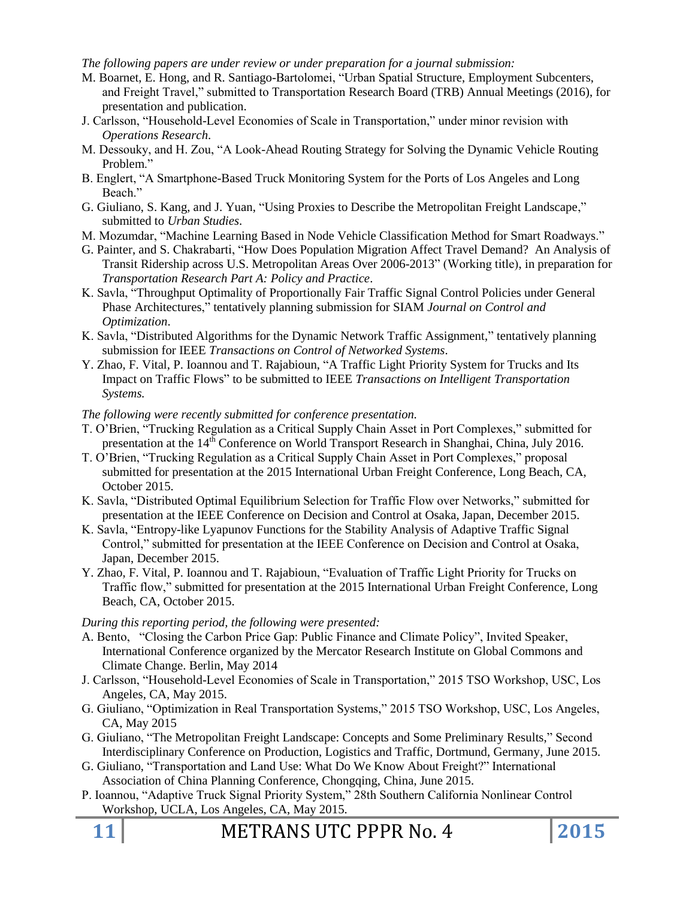*The following papers are under review or under preparation for a journal submission:*

M. Boarnet, E. Hong, and R. Santiago-Bartolomei, "Urban Spatial Structure, Employment Subcenters, and Freight Travel," submitted to Transportation Research Board (TRB) Annual Meetings (2016), for presentation and publication.

J. Carlsson, "Household-Level Economies of Scale in Transportation," under minor revision with *Operations Research*.

M. Dessouky, and H. Zou, "A Look-Ahead Routing Strategy for Solving the Dynamic Vehicle Routing Problem."

B. Englert, "A Smartphone-Based Truck Monitoring System for the Ports of Los Angeles and Long Beach."

G. Giuliano, S. Kang, and J. Yuan, "Using Proxies to Describe the Metropolitan Freight Landscape," submitted to *Urban Studies*.

M. Mozumdar, "Machine Learning Based in Node Vehicle Classification Method for Smart Roadways."

G. Painter, and S. Chakrabarti, "How Does Population Migration Affect Travel Demand? An Analysis of Transit Ridership across U.S. Metropolitan Areas Over 2006-2013" (Working title), in preparation for *Transportation Research Part A: Policy and Practice*.

K. Savla, "Throughput Optimality of Proportionally Fair Traffic Signal Control Policies under General Phase Architectures," tentatively planning submission for SIAM *Journal on Control and Optimization*.

K. Savla, "Distributed Algorithms for the Dynamic Network Traffic Assignment," tentatively planning submission for IEEE *Transactions on Control of Networked Systems*.

Y. Zhao, F. Vital, P. Ioannou and T. Rajabioun, "A Traffic Light Priority System for Trucks and Its Impact on Traffic Flows" to be submitted to IEEE *Transactions on Intelligent Transportation Systems.*

*The following were recently submitted for conference presentation.*

T. O'Brien, "Trucking Regulation as a Critical Supply Chain Asset in Port Complexes," submitted for presentation at the 14th Conference on World Transport Research in Shanghai, China, July 2016.

T. O'Brien, "Trucking Regulation as a Critical Supply Chain Asset in Port Complexes," proposal submitted for presentation at the 2015 International Urban Freight Conference, Long Beach, CA, October 2015.

K. Savla, "Distributed Optimal Equilibrium Selection for Traffic Flow over Networks," submitted for presentation at the IEEE Conference on Decision and Control at Osaka, Japan, December 2015.

K. Savla, "Entropy-like Lyapunov Functions for the Stability Analysis of Adaptive Traffic Signal Control," submitted for presentation at the IEEE Conference on Decision and Control at Osaka, Japan, December 2015.

Y. Zhao, F. Vital, P. Ioannou and T. Rajabioun, "Evaluation of Traffic Light Priority for Trucks on Traffic flow," submitted for presentation at the 2015 International Urban Freight Conference, Long Beach, CA, October 2015.

*During this reporting period, the following were presented:*

A. Bento, "Closing the Carbon Price Gap: Public Finance and Climate Policy", Invited Speaker, International Conference organized by the Mercator Research Institute on Global Commons and Climate Change. Berlin, May 2014

J. Carlsson, "Household-Level Economies of Scale in Transportation," 2015 TSO Workshop, USC, Los Angeles, CA, May 2015.

G. Giuliano, "Optimization in Real Transportation Systems," 2015 TSO Workshop, USC, Los Angeles, CA, May 2015

G. Giuliano, "The Metropolitan Freight Landscape: Concepts and Some Preliminary Results," Second Interdisciplinary Conference on Production, Logistics and Traffic, Dortmund, Germany, June 2015.

G. Giuliano, "Transportation and Land Use: What Do We Know About Freight?" International Association of China Planning Conference, Chongqing, China, June 2015.

P. Ioannou, "Adaptive Truck Signal Priority System," 28th Southern California Nonlinear Control Workshop, UCLA, Los Angeles, CA, May 2015.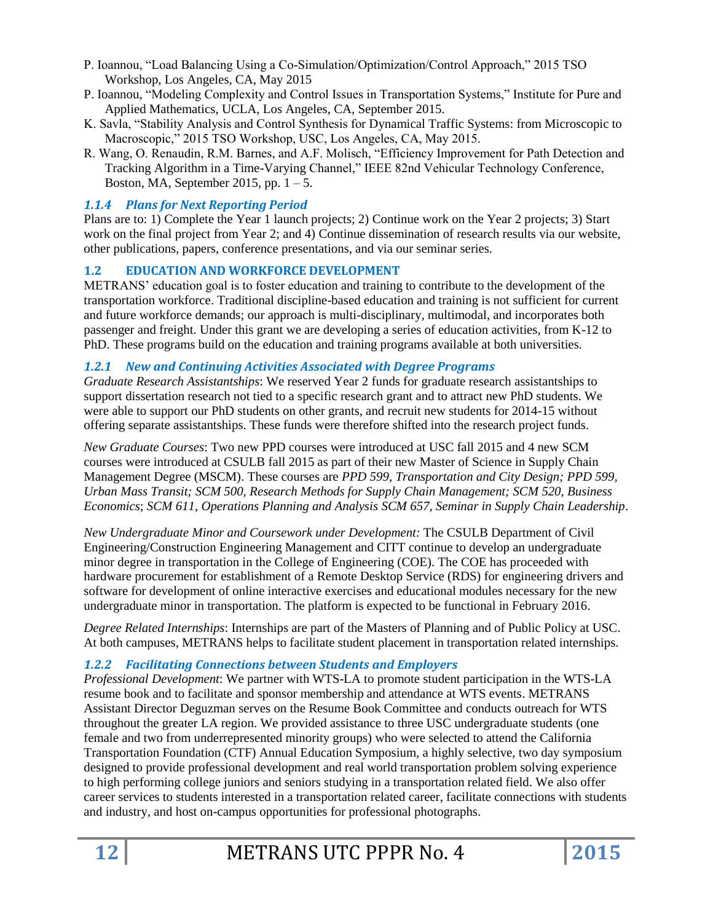P. Ioannou, "Load Balancing Using a Co-Simulation/Optimization/Control Approach," 2015 TSO Workshop, Los Angeles, CA, May 2015

P. Ioannou, "Modeling Complexity and Control Issues in Transportation Systems," Institute for Pure and Applied Mathematics, UCLA, Los Angeles, CA, September 2015.

K. Savla, "Stability Analysis and Control Synthesis for Dynamical Traffic Systems: from Microscopic to Macroscopic," 2015 TSO Workshop, USC, Los Angeles, CA, May 2015.

R. Wang, O. Renaudin, R.M. Barnes, and A.F. Molisch, "Efficiency Improvement for Path Detection and Tracking Algorithm in a Time-Varying Channel," IEEE 82nd Vehicular Technology Conference, Boston, MA, September 2015, pp. 1 – 5.

### 1.1.4 Plans for Next Reporting Period

Plans are to: 1) Complete the Year 1 launch projects; 2) Continue work on the Year 2 projects; 3) Start work on the final project from Year 2; and 4) Continue dissemination of research results via our website, other publications, papers, conference presentations, and via our seminar series.

## 1.2 EDUCATION AND WORKFORCE DEVELOPMENT

METRANS' education goal is to foster education and training to contribute to the development of the transportation workforce. Traditional discipline-based education and training is not sufficient for current and future workforce demands; our approach is multi-disciplinary, multimodal, and incorporates both passenger and freight. Under this grant we are developing a series of education activities, from K-12 to PhD. These programs build on the education and training programs available at both universities.

### 1.2.1 New and Continuing Activities Associated with Degree Programs

*Graduate Research Assistantships*: We reserved Year 2 funds for graduate research assistantships to support dissertation research not tied to a specific research grant and to attract new PhD students. We were able to support our PhD students on other grants, and recruit new students for 2014-15 without offering separate assistantships. These funds were therefore shifted into the research project funds.

*New Graduate Courses*: Two new PPD courses were introduced at USC fall 2015 and 4 new SCM courses were introduced at CSULB fall 2015 as part of their new Master of Science in Supply Chain Management Degree (MSCM). These courses are *PPD 599, Transportation and City Design; PPD 599, Urban Mass Transit; SCM 500, Research Methods for Supply Chain Management; SCM 520, Business Economics*; *SCM 611, Operations Planning and Analysis SCM 657, Seminar in Supply Chain Leadership*.

*New Undergraduate Minor and Coursework under Development:* The CSULB Department of Civil Engineering/Construction Engineering Management and CITT continue to develop an undergraduate minor degree in transportation in the College of Engineering (COE). The COE has proceeded with hardware procurement for establishment of a Remote Desktop Service (RDS) for engineering drivers and software for development of online interactive exercises and educational modules necessary for the new undergraduate minor in transportation. The platform is expected to be functional in February 2016.

*Degree Related Internships*: Internships are part of the Masters of Planning and of Public Policy at USC. At both campuses, METRANS helps to facilitate student placement in transportation related internships.

### 1.2.2 Facilitating Connections between Students and Employers

*Professional Development*: We partner with WTS-LA to promote student participation in the WTS-LA resume book and to facilitate and sponsor membership and attendance at WTS events. METRANS Assistant Director Deguzman serves on the Resume Book Committee and conducts outreach for WTS throughout the greater LA region. We provided assistance to three USC undergraduate students (one female and two from underrepresented minority groups) who were selected to attend the California Transportation Foundation (CTF) Annual Education Symposium, a highly selective, two day symposium designed to provide professional development and real world transportation problem solving experience to high performing college juniors and seniors studying in a transportation related field. We also offer career services to students interested in a transportation related career, facilitate connections with students and industry, and host on-campus opportunities for professional photographs.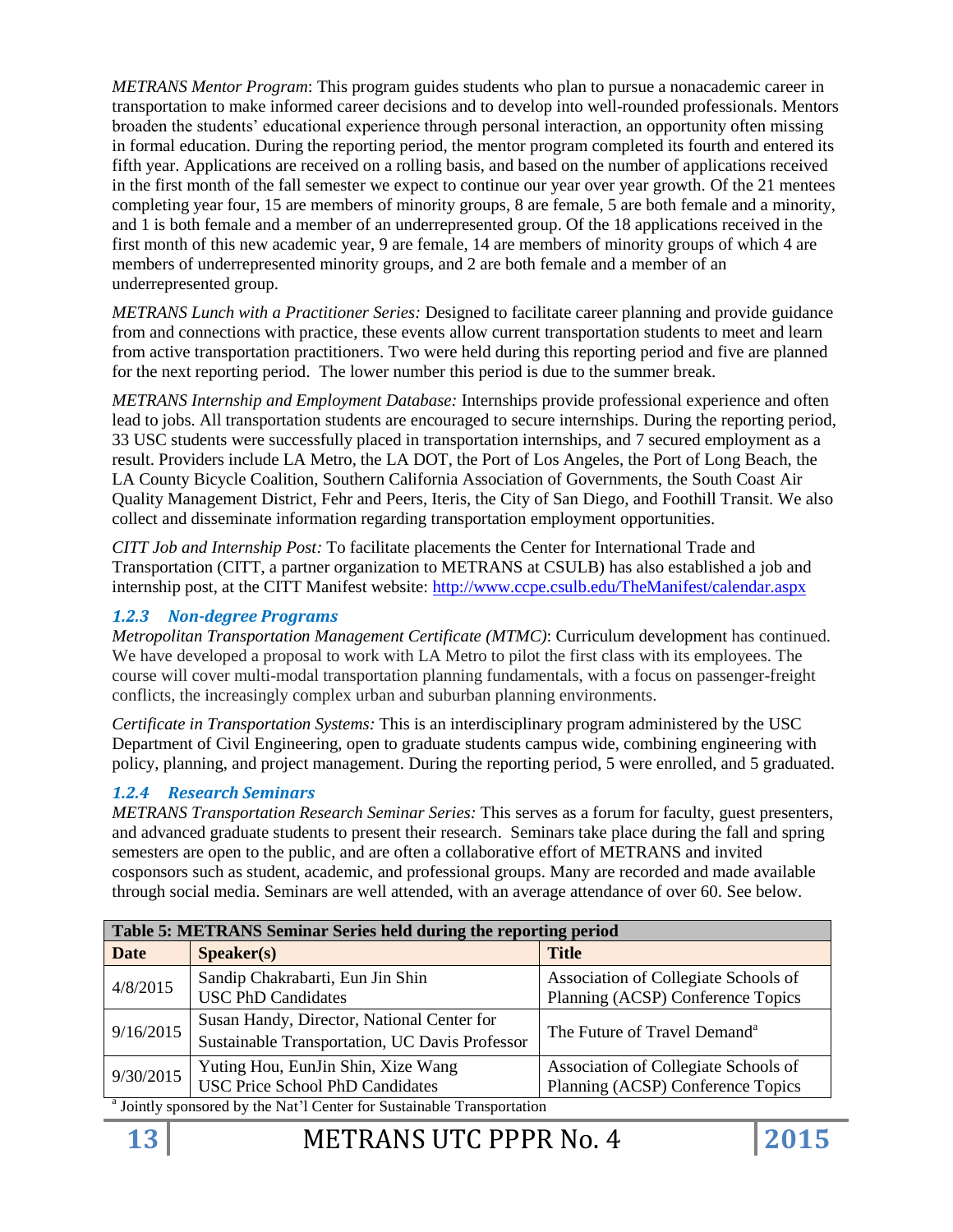*METRANS Mentor Program*: This program guides students who plan to pursue a nonacademic career in transportation to make informed career decisions and to develop into well-rounded professionals. Mentors broaden the students' educational experience through personal interaction, an opportunity often missing in formal education. During the reporting period, the mentor program completed its fourth and entered its fifth year. Applications are received on a rolling basis, and based on the number of applications received in the first month of the fall semester we expect to continue our year over year growth. Of the 21 mentees completing year four, 15 are members of minority groups, 8 are female, 5 are both female and a minority, and 1 is both female and a member of an underrepresented group. Of the 18 applications received in the first month of this new academic year, 9 are female, 14 are members of minority groups of which 4 are members of underrepresented minority groups, and 2 are both female and a member of an underrepresented group.

*METRANS Lunch with a Practitioner Series:* Designed to facilitate career planning and provide guidance from and connections with practice, these events allow current transportation students to meet and learn from active transportation practitioners. Two were held during this reporting period and five are planned for the next reporting period. The lower number this period is due to the summer break.

*METRANS Internship and Employment Database:* Internships provide professional experience and often lead to jobs. All transportation students are encouraged to secure internships. During the reporting period, 33 USC students were successfully placed in transportation internships, and 7 secured employment as a result. Providers include LA Metro, the LA DOT, the Port of Los Angeles, the Port of Long Beach, the LA County Bicycle Coalition, Southern California Association of Governments, the South Coast Air Quality Management District, Fehr and Peers, Iteris, the City of San Diego, and Foothill Transit. We also collect and disseminate information regarding transportation employment opportunities.

*CITT Job and Internship Post:* To facilitate placements the Center for International Trade and Transportation (CITT, a partner organization to METRANS at CSULB) has also established a job and internship post, at the CITT Manifest website: http://www.ccpe.csulb.edu/TheManifest/calendar.aspx

### *1.2.3 Non-degree Programs*

*Metropolitan Transportation Management Certificate (MTMC)*: Curriculum development has continued. We have developed a proposal to work with LA Metro to pilot the first class with its employees. The course will cover multi-modal transportation planning fundamentals, with a focus on passenger-freight conflicts, the increasingly complex urban and suburban planning environments.

*Certificate in Transportation Systems:* This is an interdisciplinary program administered by the USC Department of Civil Engineering, open to graduate students campus wide, combining engineering with policy, planning, and project management. During the reporting period, 5 were enrolled, and 5 graduated.

### *1.2.4 Research Seminars*

*METRANS Transportation Research Seminar Series:* This serves as a forum for faculty, guest presenters, and advanced graduate students to present their research. Seminars take place during the fall and spring semesters are open to the public, and are often a collaborative effort of METRANS and invited cosponsors such as student, academic, and professional groups. Many are recorded and made available through social media. Seminars are well attended, with an average attendance of over 60. See below.

**Table 5: METRANS Seminar Series held during the reporting period**

| Date | Speaker(s) | Title |
|---|---|---|
| 4/8/2015 | Sandip Chakrabarti, Eun Jin Shin<br>USC PhD Candidates | Association of Collegiate Schools of Planning (ACSP) Conference Topics |
| 9/16/2015 | Susan Handy, Director, National Center for Sustainable Transportation, UC Davis Professor | The Future of Travel Demand[a] |
| 9/30/2015 | Yuting Hou, EunJin Shin, Xize Wang<br>USC Price School PhD Candidates | Association of Collegiate Schools of Planning (ACSP) Conference Topics |

[a] Jointly sponsored by the Nat'l Center for Sustainable Transportation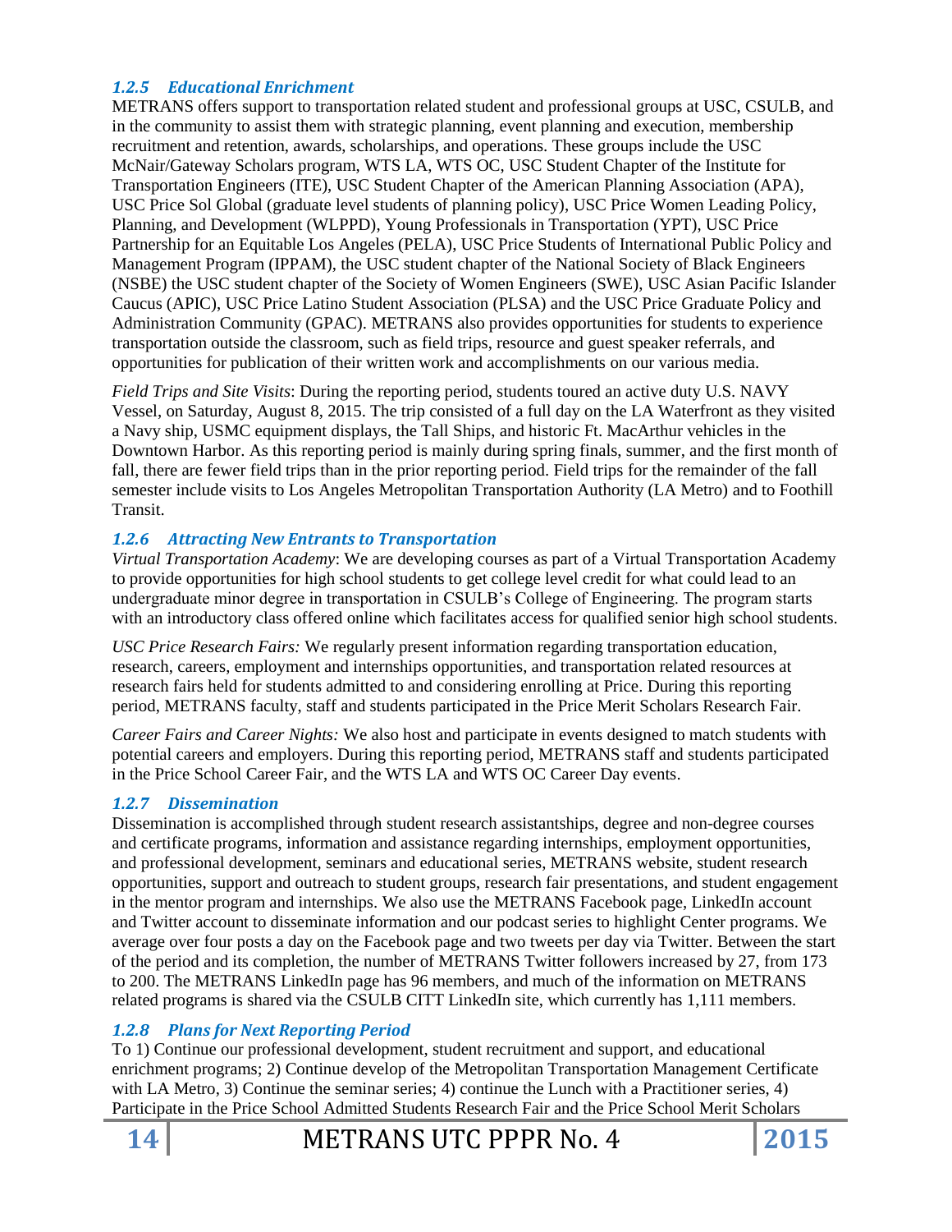### *1.2.5 Educational Enrichment*

METRANS offers support to transportation related student and professional groups at USC, CSULB, and in the community to assist them with strategic planning, event planning and execution, membership recruitment and retention, awards, scholarships, and operations. These groups include the USC McNair/Gateway Scholars program, WTS LA, WTS OC, USC Student Chapter of the Institute for Transportation Engineers (ITE), USC Student Chapter of the American Planning Association (APA), USC Price Sol Global (graduate level students of planning policy), USC Price Women Leading Policy, Planning, and Development (WLPPD), Young Professionals in Transportation (YPT), USC Price Partnership for an Equitable Los Angeles (PELA), USC Price Students of International Public Policy and Management Program (IPPAM), the USC student chapter of the National Society of Black Engineers (NSBE) the USC student chapter of the Society of Women Engineers (SWE), USC Asian Pacific Islander Caucus (APIC), USC Price Latino Student Association (PLSA) and the USC Price Graduate Policy and Administration Community (GPAC). METRANS also provides opportunities for students to experience transportation outside the classroom, such as field trips, resource and guest speaker referrals, and opportunities for publication of their written work and accomplishments on our various media.

*Field Trips and Site Visits*: During the reporting period, students toured an active duty U.S. NAVY Vessel, on Saturday, August 8, 2015. The trip consisted of a full day on the LA Waterfront as they visited a Navy ship, USMC equipment displays, the Tall Ships, and historic Ft. MacArthur vehicles in the Downtown Harbor. As this reporting period is mainly during spring finals, summer, and the first month of fall, there are fewer field trips than in the prior reporting period. Field trips for the remainder of the fall semester include visits to Los Angeles Metropolitan Transportation Authority (LA Metro) and to Foothill Transit.

### *1.2.6 Attracting New Entrants to Transportation*

*Virtual Transportation Academy*: We are developing courses as part of a Virtual Transportation Academy to provide opportunities for high school students to get college level credit for what could lead to an undergraduate minor degree in transportation in CSULB's College of Engineering. The program starts with an introductory class offered online which facilitates access for qualified senior high school students.

*USC Price Research Fairs:* We regularly present information regarding transportation education, research, careers, employment and internships opportunities, and transportation related resources at research fairs held for students admitted to and considering enrolling at Price. During this reporting period, METRANS faculty, staff and students participated in the Price Merit Scholars Research Fair.

*Career Fairs and Career Nights:* We also host and participate in events designed to match students with potential careers and employers. During this reporting period, METRANS staff and students participated in the Price School Career Fair, and the WTS LA and WTS OC Career Day events.

### *1.2.7 Dissemination*

Dissemination is accomplished through student research assistantships, degree and non-degree courses and certificate programs, information and assistance regarding internships, employment opportunities, and professional development, seminars and educational series, METRANS website, student research opportunities, support and outreach to student groups, research fair presentations, and student engagement in the mentor program and internships. We also use the METRANS Facebook page, LinkedIn account and Twitter account to disseminate information and our podcast series to highlight Center programs. We average over four posts a day on the Facebook page and two tweets per day via Twitter. Between the start of the period and its completion, the number of METRANS Twitter followers increased by 27, from 173 to 200. The METRANS LinkedIn page has 96 members, and much of the information on METRANS related programs is shared via the CSULB CITT LinkedIn site, which currently has 1,111 members.

### *1.2.8 Plans for Next Reporting Period*

To 1) Continue our professional development, student recruitment and support, and educational enrichment programs; 2) Continue develop of the Metropolitan Transportation Management Certificate with LA Metro, 3) Continue the seminar series; 4) continue the Lunch with a Practitioner series, 4) Participate in the Price School Admitted Students Research Fair and the Price School Merit Scholars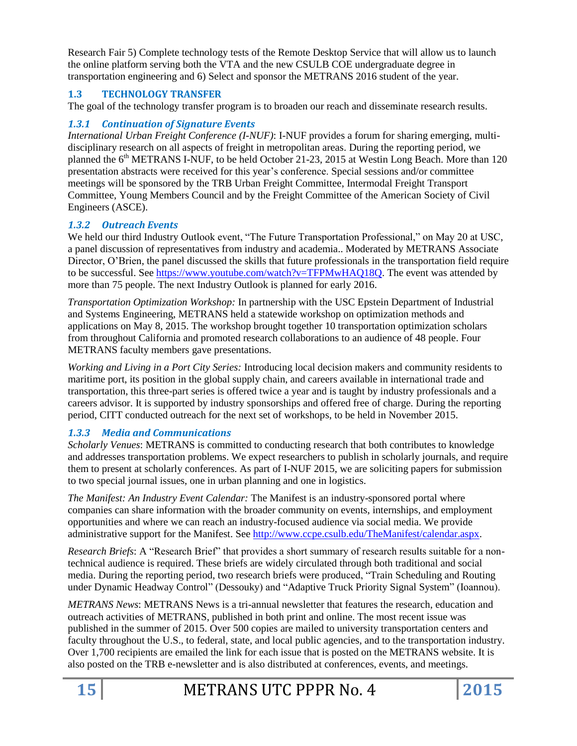Research Fair 5) Complete technology tests of the Remote Desktop Service that will allow us to launch the online platform serving both the VTA and the new CSULB COE undergraduate degree in transportation engineering and 6) Select and sponsor the METRANS 2016 student of the year.

## 1.3 TECHNOLOGY TRANSFER

The goal of the technology transfer program is to broaden our reach and disseminate research results.

### *1.3.1 Continuation of Signature Events*

*International Urban Freight Conference (I-NUF)*: I-NUF provides a forum for sharing emerging, multi-disciplinary research on all aspects of freight in metropolitan areas. During the reporting period, we planned the 6th METRANS I-NUF, to be held October 21-23, 2015 at Westin Long Beach. More than 120 presentation abstracts were received for this year's conference. Special sessions and/or committee meetings will be sponsored by the TRB Urban Freight Committee, Intermodal Freight Transport Committee, Young Members Council and by the Freight Committee of the American Society of Civil Engineers (ASCE).

### *1.3.2 Outreach Events*

We held our third Industry Outlook event, "The Future Transportation Professional," on May 20 at USC, a panel discussion of representatives from industry and academia.. Moderated by METRANS Associate Director, O'Brien, the panel discussed the skills that future professionals in the transportation field require to be successful. See https://www.youtube.com/watch?v=TFPMwHAQ18Q. The event was attended by more than 75 people. The next Industry Outlook is planned for early 2016.

*Transportation Optimization Workshop:* In partnership with the USC Epstein Department of Industrial and Systems Engineering, METRANS held a statewide workshop on optimization methods and applications on May 8, 2015. The workshop brought together 10 transportation optimization scholars from throughout California and promoted research collaborations to an audience of 48 people. Four METRANS faculty members gave presentations.

*Working and Living in a Port City Series:* Introducing local decision makers and community residents to maritime port, its position in the global supply chain, and careers available in international trade and transportation, this three-part series is offered twice a year and is taught by industry professionals and a careers advisor. It is supported by industry sponsorships and offered free of charge. During the reporting period, CITT conducted outreach for the next set of workshops, to be held in November 2015.

### *1.3.3 Media and Communications*

*Scholarly Venues*: METRANS is committed to conducting research that both contributes to knowledge and addresses transportation problems. We expect researchers to publish in scholarly journals, and require them to present at scholarly conferences. As part of I-NUF 2015, we are soliciting papers for submission to two special journal issues, one in urban planning and one in logistics.

*The Manifest: An Industry Event Calendar:* The Manifest is an industry-sponsored portal where companies can share information with the broader community on events, internships, and employment opportunities and where we can reach an industry-focused audience via social media. We provide administrative support for the Manifest. See http://www.ccpe.csulb.edu/TheManifest/calendar.aspx.

*Research Briefs*: A "Research Brief" that provides a short summary of research results suitable for a non-technical audience is required. These briefs are widely circulated through both traditional and social media. During the reporting period, two research briefs were produced, "Train Scheduling and Routing under Dynamic Headway Control" (Dessouky) and "Adaptive Truck Priority Signal System" (Ioannou).

*METRANS News*: METRANS News is a tri-annual newsletter that features the research, education and outreach activities of METRANS, published in both print and online. The most recent issue was published in the summer of 2015. Over 500 copies are mailed to university transportation centers and faculty throughout the U.S., to federal, state, and local public agencies, and to the transportation industry. Over 1,700 recipients are emailed the link for each issue that is posted on the METRANS website. It is also posted on the TRB e-newsletter and is also distributed at conferences, events, and meetings.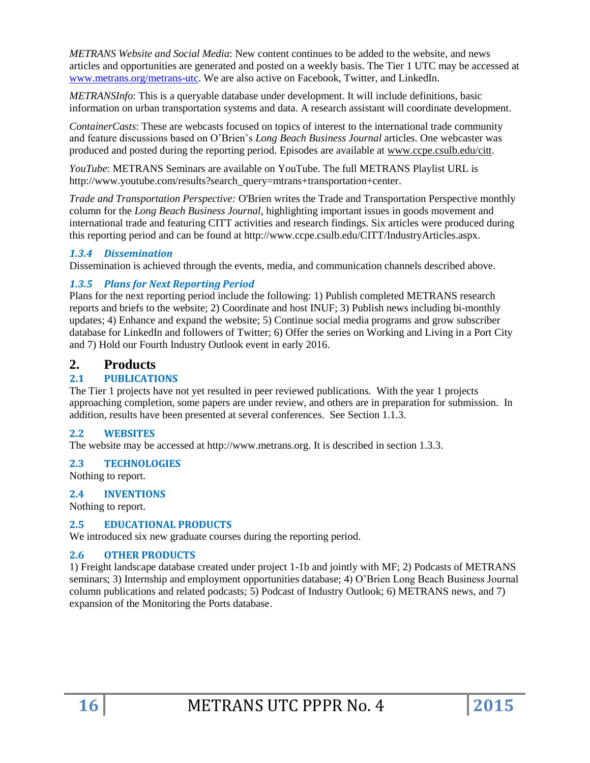*METRANS Website and Social Media*: New content continues to be added to the website, and news articles and opportunities are generated and posted on a weekly basis. The Tier 1 UTC may be accessed at www.metrans.org/metrans-utc. We are also active on Facebook, Twitter, and LinkedIn.

*METRANSInfo*: This is a queryable database under development. It will include definitions, basic information on urban transportation systems and data. A research assistant will coordinate development.

*ContainerCasts*: These are webcasts focused on topics of interest to the international trade community and feature discussions based on O'Brien's *Long Beach Business Journal* articles. One webcaster was produced and posted during the reporting period. Episodes are available at www.ccpe.csulb.edu/citt.

*YouTube*: METRANS Seminars are available on YouTube. The full METRANS Playlist URL is http://www.youtube.com/results?search_query=mtrans+transportation+center.

*Trade and Transportation Perspective:* O'Brien writes the Trade and Transportation Perspective monthly column for the *Long Beach Business Journal*, highlighting important issues in goods movement and international trade and featuring CITT activities and research findings. Six articles were produced during this reporting period and can be found at http://www.ccpe.csulb.edu/CITT/IndustryArticles.aspx.

### *1.3.4 Dissemination*

Dissemination is achieved through the events, media, and communication channels described above.

### *1.3.5 Plans for Next Reporting Period*

Plans for the next reporting period include the following: 1) Publish completed METRANS research reports and briefs to the website; 2) Coordinate and host INUF; 3) Publish news including bi-monthly updates; 4) Enhance and expand the website; 5) Continue social media programs and grow subscriber database for LinkedIn and followers of Twitter; 6) Offer the series on Working and Living in a Port City and 7) Hold our Fourth Industry Outlook event in early 2016.

# 2. Products

## 2.1 PUBLICATIONS

The Tier 1 projects have not yet resulted in peer reviewed publications. With the year 1 projects approaching completion, some papers are under review, and others are in preparation for submission. In addition, results have been presented at several conferences. See Section 1.1.3.

## 2.2 WEBSITES

The website may be accessed at http://www.metrans.org. It is described in section 1.3.3.

## 2.3 TECHNOLOGIES

Nothing to report.

## 2.4 INVENTIONS

Nothing to report.

## 2.5 EDUCATIONAL PRODUCTS

We introduced six new graduate courses during the reporting period.

## 2.6 OTHER PRODUCTS

1) Freight landscape database created under project 1-1b and jointly with MF; 2) Podcasts of METRANS seminars; 3) Internship and employment opportunities database; 4) O'Brien Long Beach Business Journal column publications and related podcasts; 5) Podcast of Industry Outlook; 6) METRANS news, and 7) expansion of the Monitoring the Ports database.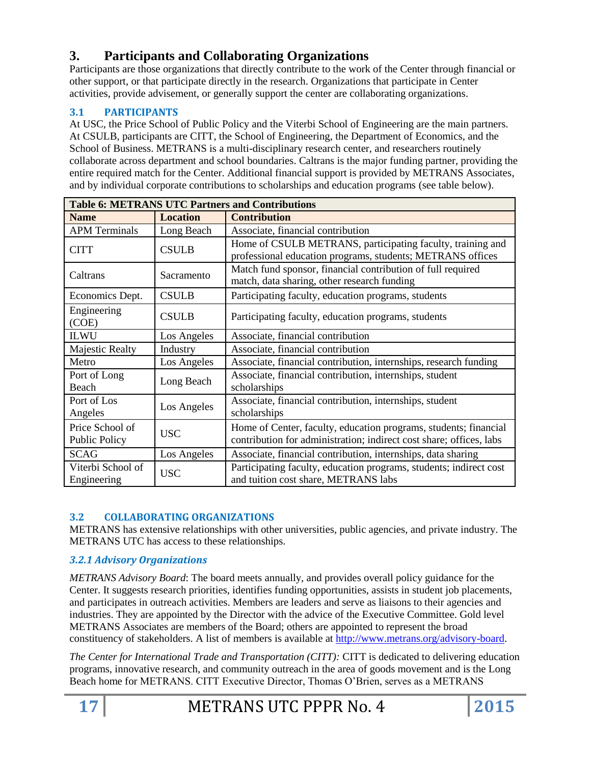# 3. Participants and Collaborating Organizations

Participants are those organizations that directly contribute to the work of the Center through financial or other support, or that participate directly in the research. Organizations that participate in Center activities, provide advisement, or generally support the center are collaborating organizations.

## 3.1 PARTICIPANTS

At USC, the Price School of Public Policy and the Viterbi School of Engineering are the main partners. At CSULB, participants are CITT, the School of Engineering, the Department of Economics, and the School of Business. METRANS is a multi-disciplinary research center, and researchers routinely collaborate across department and school boundaries. Caltrans is the major funding partner, providing the entire required match for the Center. Additional financial support is provided by METRANS Associates, and by individual corporate contributions to scholarships and education programs (see table below).

**Table 6: METRANS UTC Partners and Contributions**

| Name | Location | Contribution |
|---|---|---|
| APM Terminals | Long Beach | Associate, financial contribution |
| CITT | CSULB | Home of CSULB METRANS, participating faculty, training and professional education programs, students; METRANS offices |
| Caltrans | Sacramento | Match fund sponsor, financial contribution of full required match, data sharing, other research funding |
| Economics Dept. | CSULB | Participating faculty, education programs, students |
| Engineering (COE) | CSULB | Participating faculty, education programs, students |
| ILWU | Los Angeles | Associate, financial contribution |
| Majestic Realty | Industry | Associate, financial contribution |
| Metro | Los Angeles | Associate, financial contribution, internships, research funding |
| Port of Long Beach | Long Beach | Associate, financial contribution, internships, student scholarships |
| Port of Los Angeles | Los Angeles | Associate, financial contribution, internships, student scholarships |
| Price School of Public Policy | USC | Home of Center, faculty, education programs, students; financial contribution for administration; indirect cost share; offices, labs |
| SCAG | Los Angeles | Associate, financial contribution, internships, data sharing |
| Viterbi School of Engineering | USC | Participating faculty, education programs, students; indirect cost and tuition cost share, METRANS labs |

## 3.2 COLLABORATING ORGANIZATIONS

METRANS has extensive relationships with other universities, public agencies, and private industry. The METRANS UTC has access to these relationships.

### *3.2.1 Advisory Organizations*

*METRANS Advisory Board*: The board meets annually, and provides overall policy guidance for the Center. It suggests research priorities, identifies funding opportunities, assists in student job placements, and participates in outreach activities. Members are leaders and serve as liaisons to their agencies and industries. They are appointed by the Director with the advice of the Executive Committee. Gold level METRANS Associates are members of the Board; others are appointed to represent the broad constituency of stakeholders. A list of members is available at http://www.metrans.org/advisory-board.

*The Center for International Trade and Transportation (CITT):* CITT is dedicated to delivering education programs, innovative research, and community outreach in the area of goods movement and is the Long Beach home for METRANS. CITT Executive Director, Thomas O'Brien, serves as a METRANS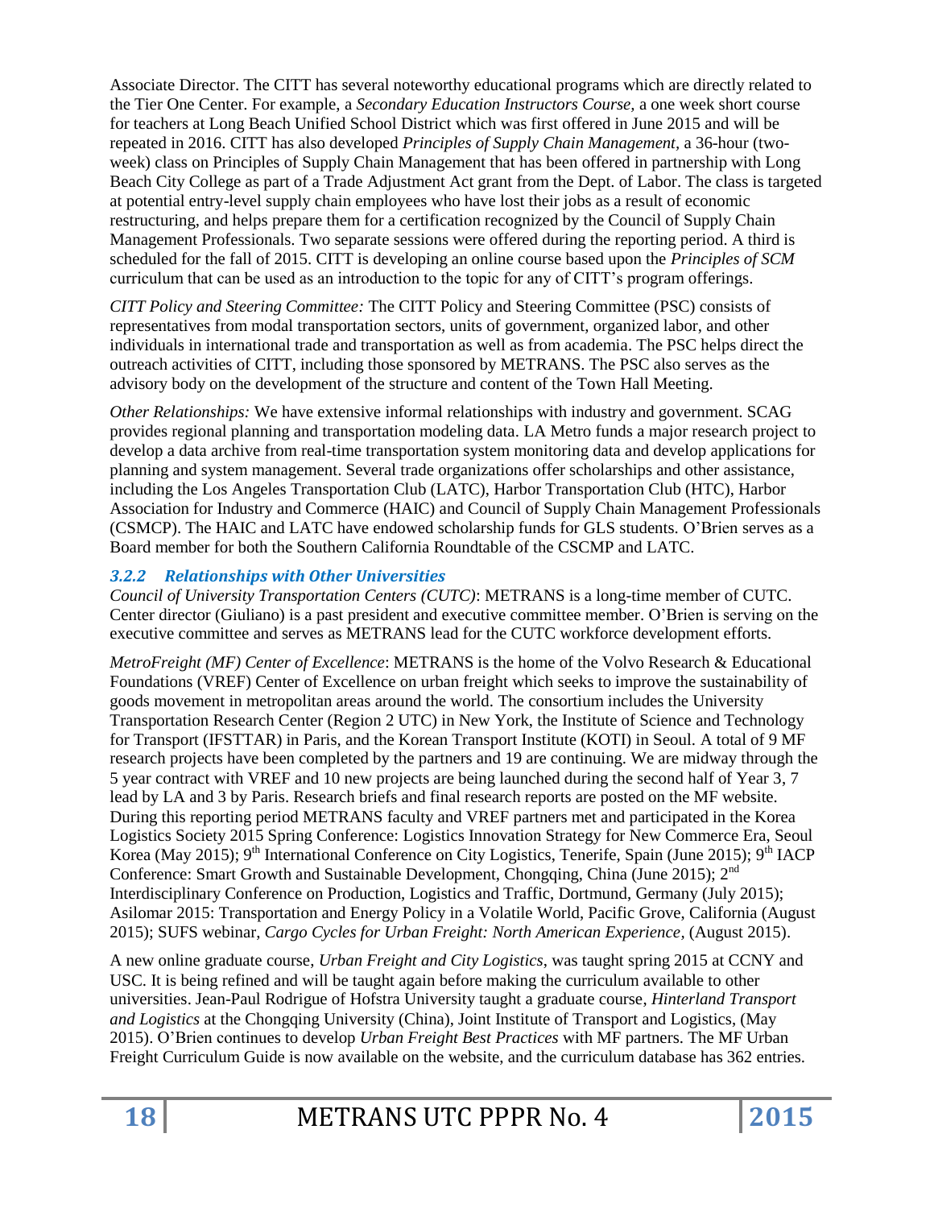Associate Director. The CITT has several noteworthy educational programs which are directly related to the Tier One Center. For example, a *Secondary Education Instructors Course,* a one week short course for teachers at Long Beach Unified School District which was first offered in June 2015 and will be repeated in 2016. CITT has also developed *Principles of Supply Chain Management*, a 36-hour (two-week) class on Principles of Supply Chain Management that has been offered in partnership with Long Beach City College as part of a Trade Adjustment Act grant from the Dept. of Labor. The class is targeted at potential entry-level supply chain employees who have lost their jobs as a result of economic restructuring, and helps prepare them for a certification recognized by the Council of Supply Chain Management Professionals. Two separate sessions were offered during the reporting period. A third is scheduled for the fall of 2015. CITT is developing an online course based upon the *Principles of SCM* curriculum that can be used as an introduction to the topic for any of CITT's program offerings.

*CITT Policy and Steering Committee:* The CITT Policy and Steering Committee (PSC) consists of representatives from modal transportation sectors, units of government, organized labor, and other individuals in international trade and transportation as well as from academia. The PSC helps direct the outreach activities of CITT, including those sponsored by METRANS. The PSC also serves as the advisory body on the development of the structure and content of the Town Hall Meeting.

*Other Relationships:* We have extensive informal relationships with industry and government. SCAG provides regional planning and transportation modeling data. LA Metro funds a major research project to develop a data archive from real-time transportation system monitoring data and develop applications for planning and system management. Several trade organizations offer scholarships and other assistance, including the Los Angeles Transportation Club (LATC), Harbor Transportation Club (HTC), Harbor Association for Industry and Commerce (HAIC) and Council of Supply Chain Management Professionals (CSMCP). The HAIC and LATC have endowed scholarship funds for GLS students. O'Brien serves as a Board member for both the Southern California Roundtable of the CSCMP and LATC.

### 3.2.2 Relationships with Other Universities

*Council of University Transportation Centers (CUTC)*: METRANS is a long-time member of CUTC. Center director (Giuliano) is a past president and executive committee member. O'Brien is serving on the executive committee and serves as METRANS lead for the CUTC workforce development efforts.

*MetroFreight (MF) Center of Excellence*: METRANS is the home of the Volvo Research & Educational Foundations (VREF) Center of Excellence on urban freight which seeks to improve the sustainability of goods movement in metropolitan areas around the world. The consortium includes the University Transportation Research Center (Region 2 UTC) in New York, the Institute of Science and Technology for Transport (IFSTTAR) in Paris, and the Korean Transport Institute (KOTI) in Seoul. A total of 9 MF research projects have been completed by the partners and 19 are continuing. We are midway through the 5 year contract with VREF and 10 new projects are being launched during the second half of Year 3, 7 lead by LA and 3 by Paris. Research briefs and final research reports are posted on the MF website. During this reporting period METRANS faculty and VREF partners met and participated in the Korea Logistics Society 2015 Spring Conference: Logistics Innovation Strategy for New Commerce Era, Seoul Korea (May 2015); 9th International Conference on City Logistics, Tenerife, Spain (June 2015); 9th IACP Conference: Smart Growth and Sustainable Development, Chongqing, China (June 2015); 2nd Interdisciplinary Conference on Production, Logistics and Traffic, Dortmund, Germany (July 2015); Asilomar 2015: Transportation and Energy Policy in a Volatile World, Pacific Grove, California (August 2015); SUFS webinar, *Cargo Cycles for Urban Freight: North American Experience,* (August 2015).

A new online graduate course, *Urban Freight and City Logistics*, was taught spring 2015 at CCNY and USC. It is being refined and will be taught again before making the curriculum available to other universities. Jean-Paul Rodrigue of Hofstra University taught a graduate course, *Hinterland Transport and Logistics* at the Chongqing University (China), Joint Institute of Transport and Logistics, (May 2015). O'Brien continues to develop *Urban Freight Best Practices* with MF partners. The MF Urban Freight Curriculum Guide is now available on the website, and the curriculum database has 362 entries.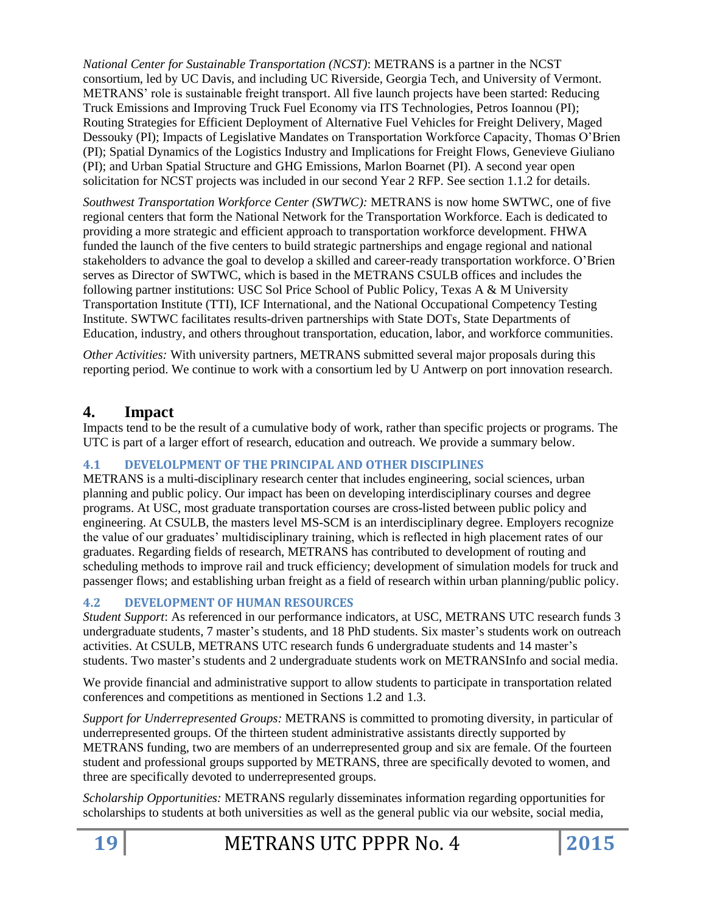*National Center for Sustainable Transportation (NCST)*: METRANS is a partner in the NCST consortium, led by UC Davis, and including UC Riverside, Georgia Tech, and University of Vermont. METRANS' role is sustainable freight transport. All five launch projects have been started: Reducing Truck Emissions and Improving Truck Fuel Economy via ITS Technologies, Petros Ioannou (PI); Routing Strategies for Efficient Deployment of Alternative Fuel Vehicles for Freight Delivery, Maged Dessouky (PI); Impacts of Legislative Mandates on Transportation Workforce Capacity, Thomas O'Brien (PI); Spatial Dynamics of the Logistics Industry and Implications for Freight Flows, Genevieve Giuliano (PI); and Urban Spatial Structure and GHG Emissions, Marlon Boarnet (PI). A second year open solicitation for NCST projects was included in our second Year 2 RFP. See section 1.1.2 for details.

*Southwest Transportation Workforce Center (SWTWC):* METRANS is now home SWTWC, one of five regional centers that form the National Network for the Transportation Workforce. Each is dedicated to providing a more strategic and efficient approach to transportation workforce development. FHWA funded the launch of the five centers to build strategic partnerships and engage regional and national stakeholders to advance the goal to develop a skilled and career-ready transportation workforce. O'Brien serves as Director of SWTWC, which is based in the METRANS CSULB offices and includes the following partner institutions: USC Sol Price School of Public Policy, Texas A & M University Transportation Institute (TTI), ICF International, and the National Occupational Competency Testing Institute. SWTWC facilitates results-driven partnerships with State DOTs, State Departments of Education, industry, and others throughout transportation, education, labor, and workforce communities.

*Other Activities:* With university partners, METRANS submitted several major proposals during this reporting period. We continue to work with a consortium led by U Antwerp on port innovation research.

# 4. Impact

Impacts tend to be the result of a cumulative body of work, rather than specific projects or programs. The UTC is part of a larger effort of research, education and outreach. We provide a summary below.

### 4.1 DEVELOLPMENT OF THE PRINCIPAL AND OTHER DISCIPLINES

METRANS is a multi-disciplinary research center that includes engineering, social sciences, urban planning and public policy. Our impact has been on developing interdisciplinary courses and degree programs. At USC, most graduate transportation courses are cross-listed between public policy and engineering. At CSULB, the masters level MS-SCM is an interdisciplinary degree. Employers recognize the value of our graduates' multidisciplinary training, which is reflected in high placement rates of our graduates. Regarding fields of research, METRANS has contributed to development of routing and scheduling methods to improve rail and truck efficiency; development of simulation models for truck and passenger flows; and establishing urban freight as a field of research within urban planning/public policy.

### 4.2 DEVELOPMENT OF HUMAN RESOURCES

*Student Support*: As referenced in our performance indicators, at USC, METRANS UTC research funds 3 undergraduate students, 7 master's students, and 18 PhD students. Six master's students work on outreach activities. At CSULB, METRANS UTC research funds 6 undergraduate students and 14 master's students. Two master's students and 2 undergraduate students work on METRANSInfo and social media.

We provide financial and administrative support to allow students to participate in transportation related conferences and competitions as mentioned in Sections 1.2 and 1.3.

*Support for Underrepresented Groups:* METRANS is committed to promoting diversity, in particular of underrepresented groups. Of the thirteen student administrative assistants directly supported by METRANS funding, two are members of an underrepresented group and six are female. Of the fourteen student and professional groups supported by METRANS, three are specifically devoted to women, and three are specifically devoted to underrepresented groups.

*Scholarship Opportunities:* METRANS regularly disseminates information regarding opportunities for scholarships to students at both universities as well as the general public via our website, social media,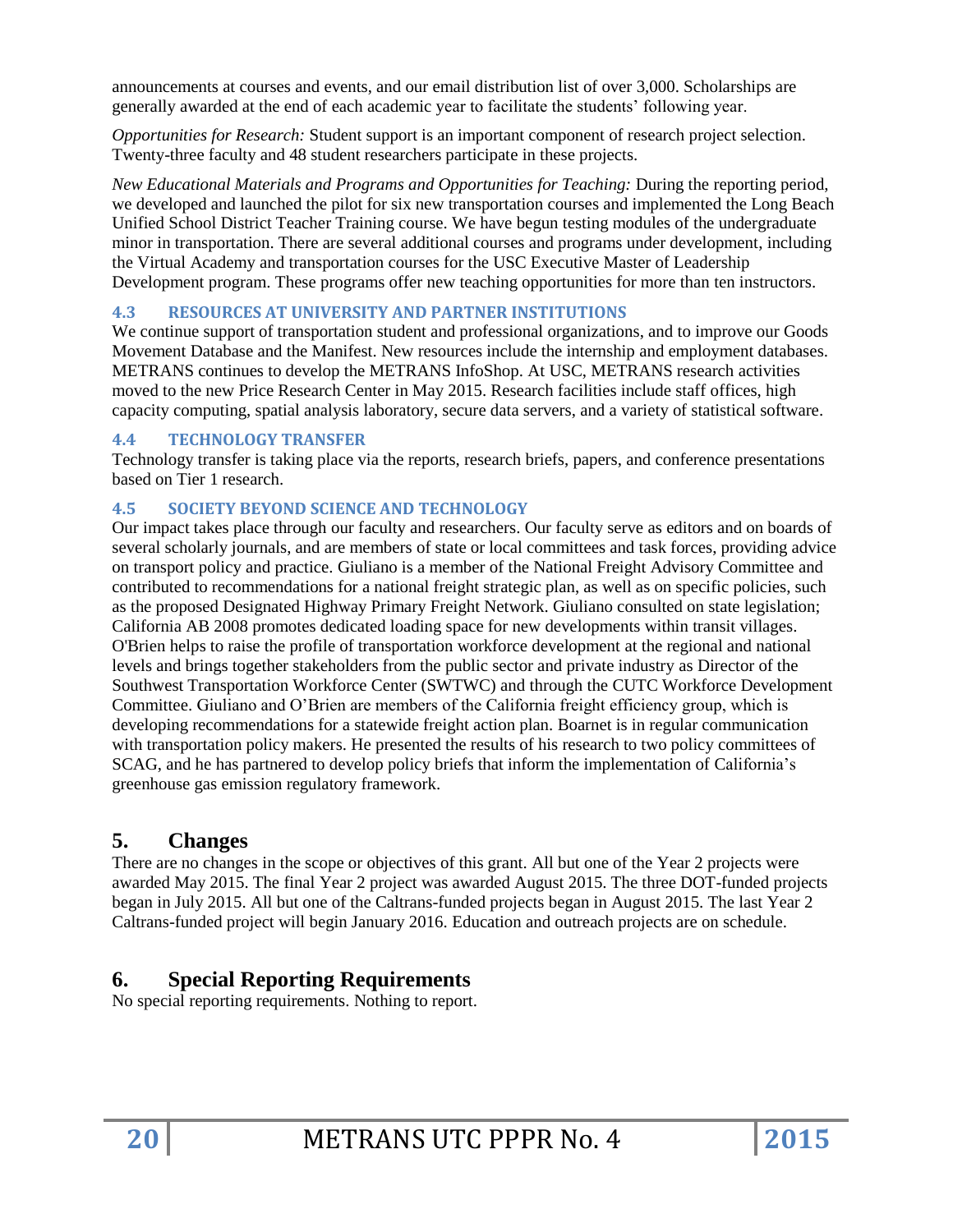announcements at courses and events, and our email distribution list of over 3,000. Scholarships are generally awarded at the end of each academic year to facilitate the students' following year.

*Opportunities for Research:* Student support is an important component of research project selection. Twenty-three faculty and 48 student researchers participate in these projects.

*New Educational Materials and Programs and Opportunities for Teaching:* During the reporting period, we developed and launched the pilot for six new transportation courses and implemented the Long Beach Unified School District Teacher Training course. We have begun testing modules of the undergraduate minor in transportation. There are several additional courses and programs under development, including the Virtual Academy and transportation courses for the USC Executive Master of Leadership Development program. These programs offer new teaching opportunities for more than ten instructors.

### 4.3 RESOURCES AT UNIVERSITY AND PARTNER INSTITUTIONS

We continue support of transportation student and professional organizations, and to improve our Goods Movement Database and the Manifest. New resources include the internship and employment databases. METRANS continues to develop the METRANS InfoShop. At USC, METRANS research activities moved to the new Price Research Center in May 2015. Research facilities include staff offices, high capacity computing, spatial analysis laboratory, secure data servers, and a variety of statistical software.

### 4.4 TECHNOLOGY TRANSFER

Technology transfer is taking place via the reports, research briefs, papers, and conference presentations based on Tier 1 research.

### 4.5 SOCIETY BEYOND SCIENCE AND TECHNOLOGY

Our impact takes place through our faculty and researchers. Our faculty serve as editors and on boards of several scholarly journals, and are members of state or local committees and task forces, providing advice on transport policy and practice. Giuliano is a member of the National Freight Advisory Committee and contributed to recommendations for a national freight strategic plan, as well as on specific policies, such as the proposed Designated Highway Primary Freight Network. Giuliano consulted on state legislation; California AB 2008 promotes dedicated loading space for new developments within transit villages. O'Brien helps to raise the profile of transportation workforce development at the regional and national levels and brings together stakeholders from the public sector and private industry as Director of the Southwest Transportation Workforce Center (SWTWC) and through the CUTC Workforce Development Committee. Giuliano and O'Brien are members of the California freight efficiency group, which is developing recommendations for a statewide freight action plan. Boarnet is in regular communication with transportation policy makers. He presented the results of his research to two policy committees of SCAG, and he has partnered to develop policy briefs that inform the implementation of California's greenhouse gas emission regulatory framework.

## 5. Changes

There are no changes in the scope or objectives of this grant. All but one of the Year 2 projects were awarded May 2015. The final Year 2 project was awarded August 2015. The three DOT-funded projects began in July 2015. All but one of the Caltrans-funded projects began in August 2015. The last Year 2 Caltrans-funded project will begin January 2016. Education and outreach projects are on schedule.

## 6. Special Reporting Requirements

No special reporting requirements. Nothing to report.